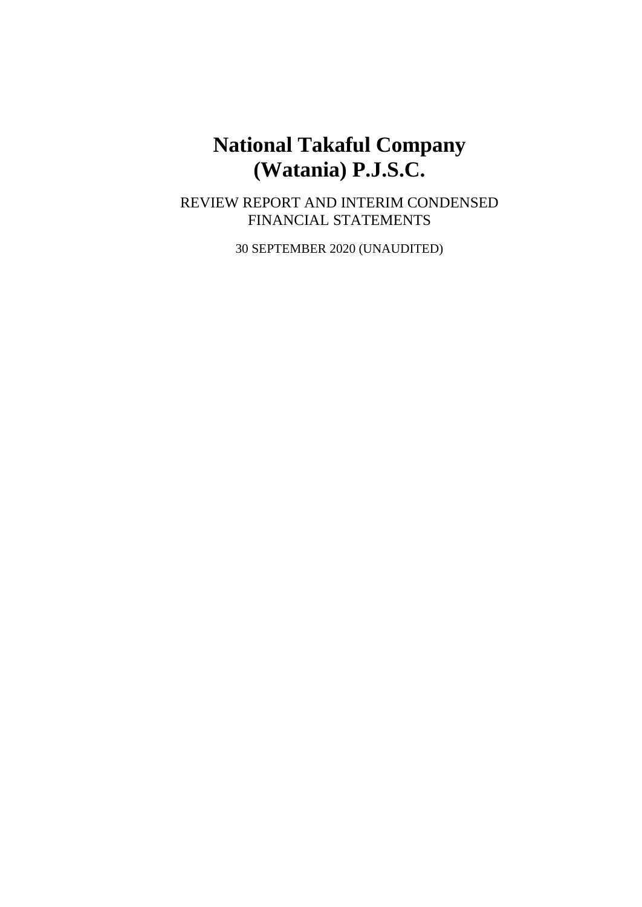# National Takaful Company (Watania) P.J.S.C.

REVIEW REPORT AND INTERIM CONDENSED FINANCIAL STATEMENTS

30 SEPTEMBER 2020 (UNAUDITED)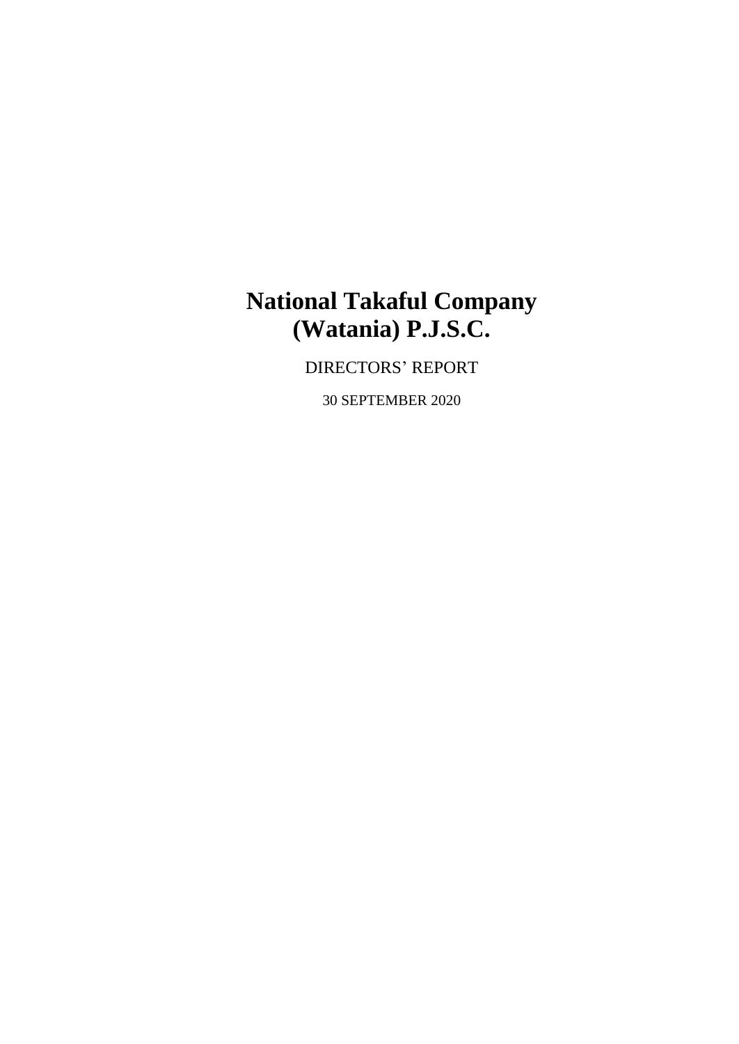# National Takaful Company (Watania) P.J.S.C.

DIRECTORS' REPORT

30 SEPTEMBER 2020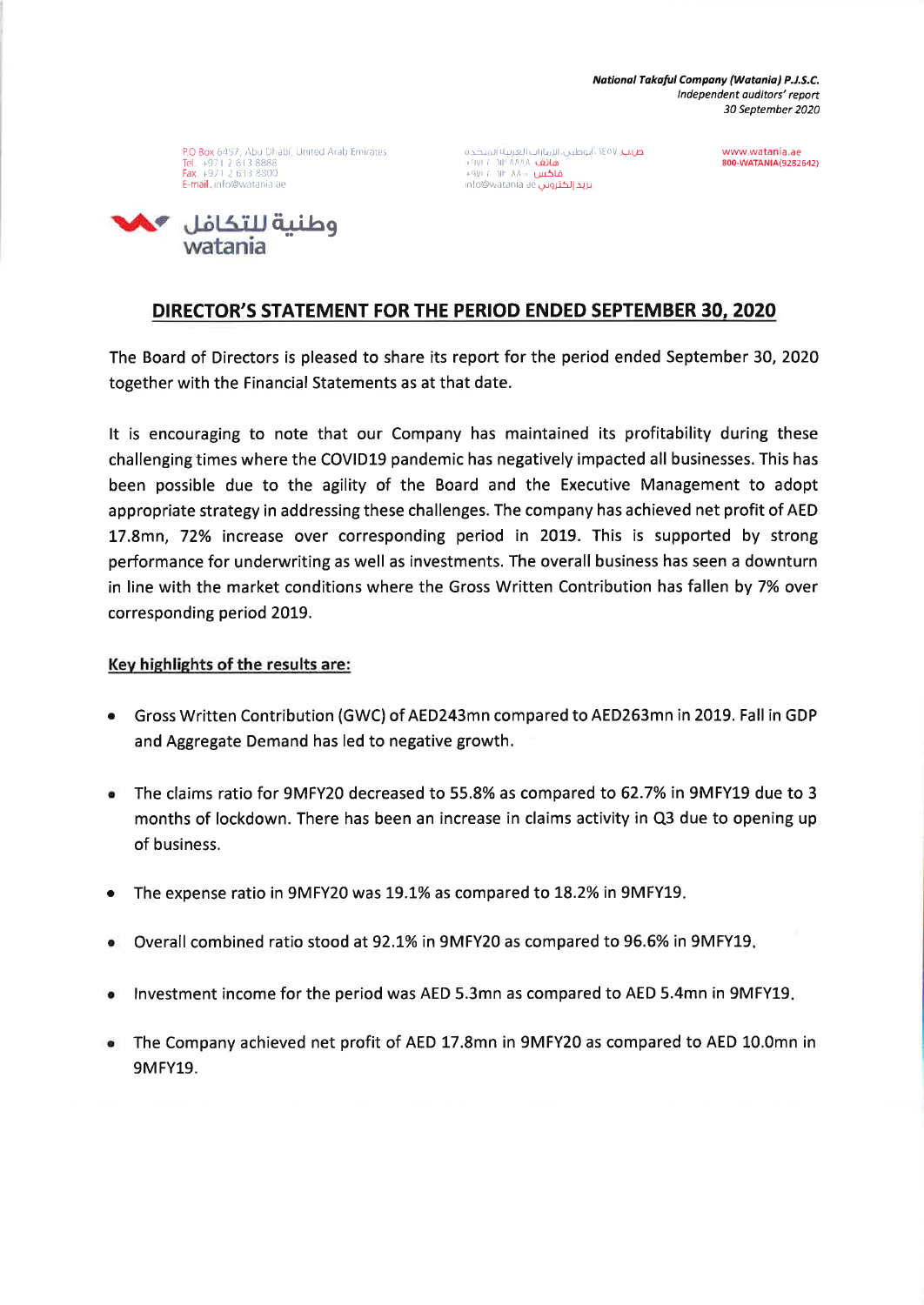## DIRECTOR'S STATEMENT FOR THE PERIOD ENDED SEPTEMBER 30, 2020

The Board of Directors is pleased to share its report for the period ended September 30, 2020 together with the Financial Statements as at that date.

It is encouraging to note that our Company has maintained its profitability during these challenging times where the COVID19 pandemic has negatively impacted all businesses. This has been possible due to the agility of the Board and the Executive Management to adopt appropriate strategy in addressing these challenges. The company has achieved net profit of AED 17.8mn, 72% increase over corresponding period in 2019. This is supported by strong performance for underwriting as well as investments. The overall business has seen a downturn in line with the market conditions where the Gross Written Contribution has fallen by 7% over corresponding period 2019.

**Key highlights of the results are:**

- Gross Written Contribution (GWC) of AED243mn compared to AED263mn in 2019. Fall in GDP and Aggregate Demand has led to negative growth.
- The claims ratio for 9MFY20 decreased to 55.8% as compared to 62.7% in 9MFY19 due to 3 months of lockdown. There has been an increase in claims activity in Q3 due to opening up of business.
- The expense ratio in 9MFY20 was 19.1% as compared to 18.2% in 9MFY19.
- Overall combined ratio stood at 92.1% in 9MFY20 as compared to 96.6% in 9MFY19.
- Investment income for the period was AED 5.3mn as compared to AED 5.4mn in 9MFY19.
- The Company achieved net profit of AED 17.8mn in 9MFY20 as compared to AED 10.0mn in 9MFY19.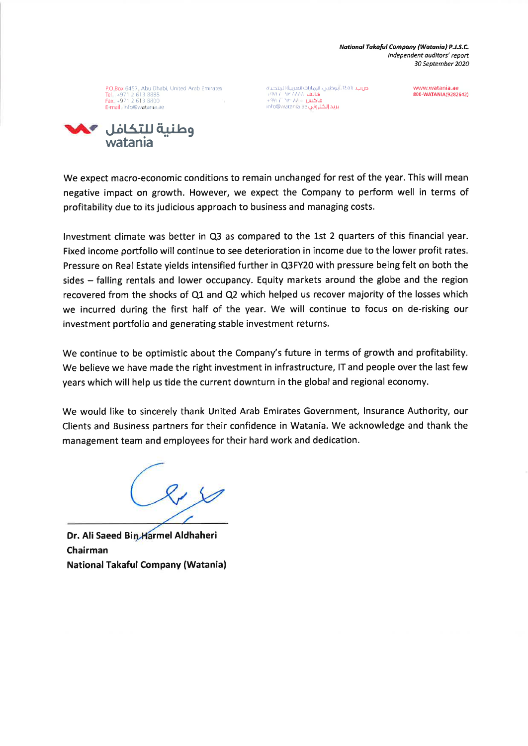We expect macro-economic conditions to remain unchanged for rest of the year. This will mean negative impact on growth. However, we expect the Company to perform well in terms of profitability due to its judicious approach to business and managing costs.

Investment climate was better in Q3 as compared to the 1st 2 quarters of this financial year. Fixed income portfolio will continue to see deterioration in income due to the lower profit rates. Pressure on Real Estate yields intensified further in Q3FY20 with pressure being felt on both the sides – falling rentals and lower occupancy. Equity markets around the globe and the region recovered from the shocks of Q1 and Q2 which helped us recover majority of the losses which we incurred during the first half of the year. We will continue to focus on de-risking our investment portfolio and generating stable investment returns.

We continue to be optimistic about the Company's future in terms of growth and profitability. We believe we have made the right investment in infrastructure, IT and people over the last few years which will help us tide the current downturn in the global and regional economy.

We would like to sincerely thank United Arab Emirates Government, Insurance Authority, our Clients and Business partners for their confidence in Watania. We acknowledge and thank the management team and employees for their hard work and dedication.

**Dr. Ali Saeed Bin Harmel Aldhaheri**
**Chairman**
**National Takaful Company (Watania)**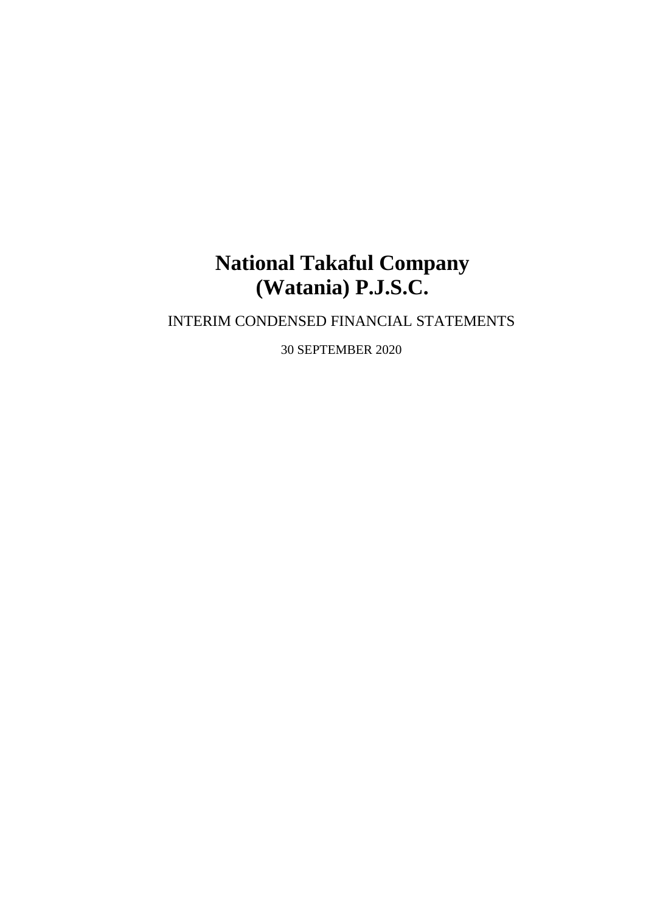# National Takaful Company (Watania) P.J.S.C.

INTERIM CONDENSED FINANCIAL STATEMENTS

30 SEPTEMBER 2020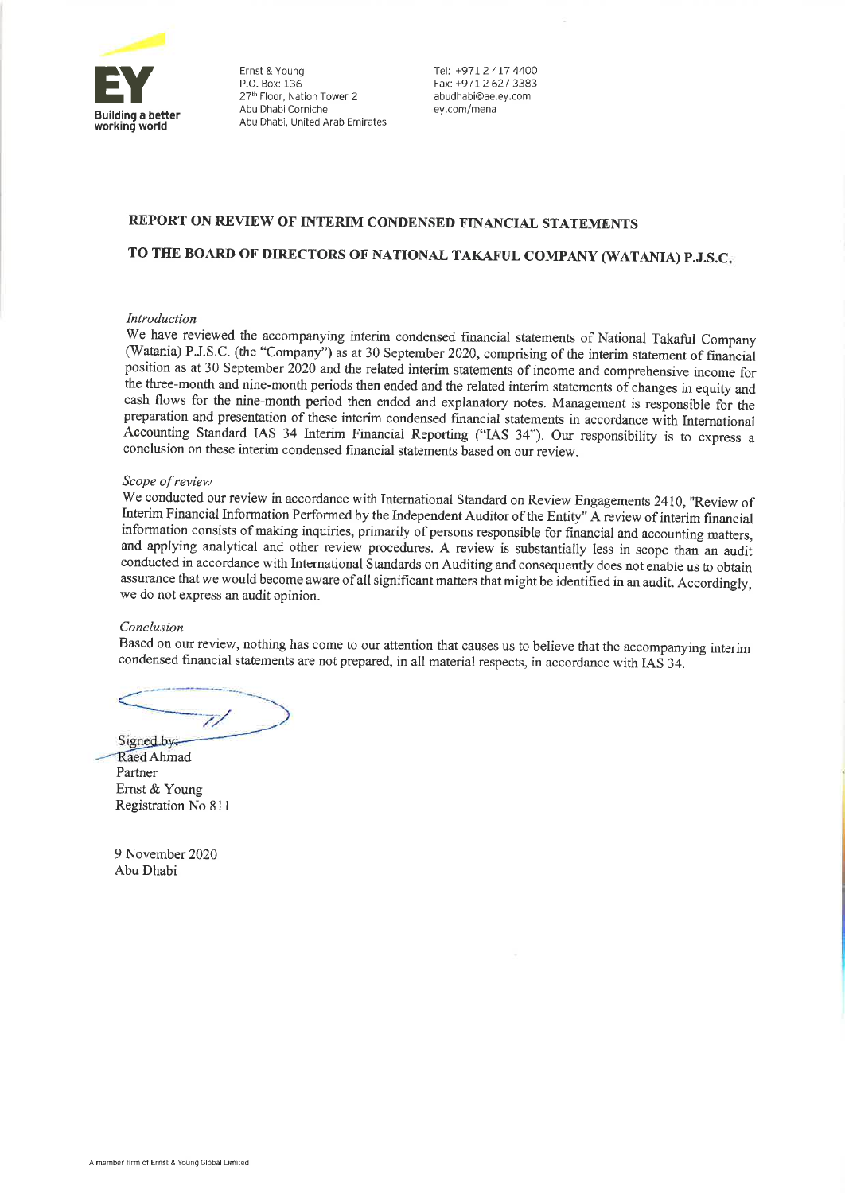Ernst & Young
P.O. Box: 136
27th Floor, Nation Tower 2
Abu Dhabi Corniche
Abu Dhabi, United Arab Emirates

Tel: +971 2 417 4400
Fax: +971 2 627 3383
abudhabi@ae.ey.com
ey.com/mena

## REPORT ON REVIEW OF INTERIM CONDENSED FINANCIAL STATEMENTS

## TO THE BOARD OF DIRECTORS OF NATIONAL TAKAFUL COMPANY (WATANIA) P.J.S.C.

*Introduction*

We have reviewed the accompanying interim condensed financial statements of National Takaful Company (Watania) P.J.S.C. (the "Company") as at 30 September 2020, comprising of the interim statement of financial position as at 30 September 2020 and the related interim statements of income and comprehensive income for the three-month and nine-month periods then ended and the related interim statements of changes in equity and cash flows for the nine-month period then ended and explanatory notes. Management is responsible for the preparation and presentation of these interim condensed financial statements in accordance with International Accounting Standard IAS 34 Interim Financial Reporting ("IAS 34"). Our responsibility is to express a conclusion on these interim condensed financial statements based on our review.

*Scope of review*

We conducted our review in accordance with International Standard on Review Engagements 2410, "Review of Interim Financial Information Performed by the Independent Auditor of the Entity" A review of interim financial information consists of making inquiries, primarily of persons responsible for financial and accounting matters, and applying analytical and other review procedures. A review is substantially less in scope than an audit conducted in accordance with International Standards on Auditing and consequently does not enable us to obtain assurance that we would become aware of all significant matters that might be identified in an audit. Accordingly, we do not express an audit opinion.

*Conclusion*

Based on our review, nothing has come to our attention that causes us to believe that the accompanying interim condensed financial statements are not prepared, in all material respects, in accordance with IAS 34.

Signed by:
Raed Ahmad
Partner
Ernst & Young
Registration No 811

9 November 2020
Abu Dhabi

A member firm of Ernst & Young Global Limited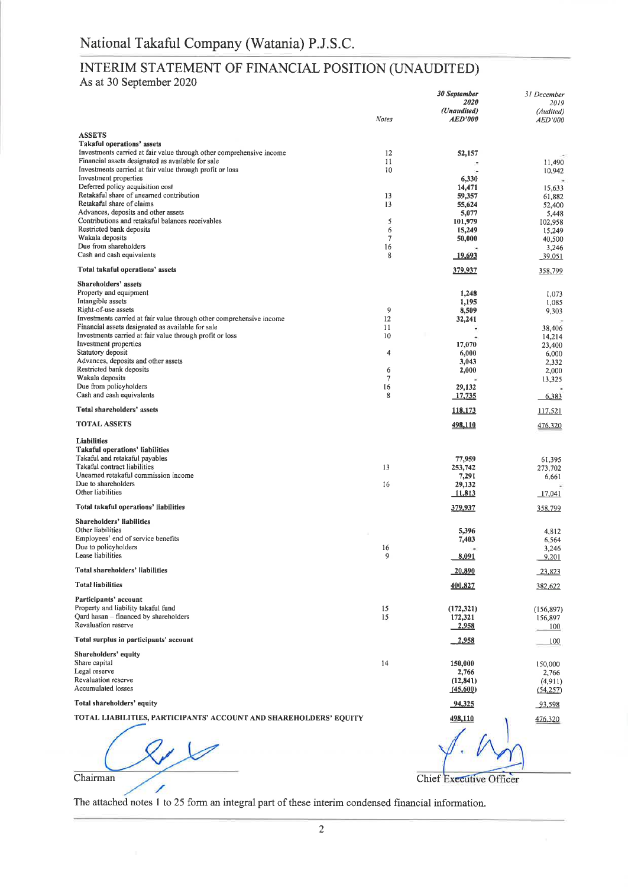# National Takaful Company (Watania) P.J.S.C.

## INTERIM STATEMENT OF FINANCIAL POSITION (UNAUDITED)

As at 30 September 2020

| | Notes | *30 September 2020 (Unaudited) AED'000* | *31 December 2019 (Audited) AED'000* |
|---|---|---|---|
| **ASSETS** | | | |
| **Takaful operations' assets** | | | |
| Investments carried at fair value through other comprehensive income | 12 | 52,157 | - |
| Financial assets designated as available for sale | 11 | - | 11,490 |
| Investments carried at fair value through profit or loss | 10 | - | 10,942 |
| Investment properties | | 6,330 | - |
| Deferred policy acquisition cost | | 14,471 | 15,633 |
| Retakaful share of unearned contribution | 13 | 59,357 | 61,882 |
| Retakaful share of claims | 13 | 55,624 | 52,400 |
| Advances, deposits and other assets | | 5,077 | 5,448 |
| Contributions and retakaful balances receivables | 5 | 101,979 | 102,958 |
| Restricted bank deposits | 6 | 15,249 | 15,249 |
| Wakala deposits | 7 | 50,000 | 40,500 |
| Due from shareholders | 16 | - | 3,246 |
| Cash and cash equivalents | 8 | 19,693 | 39,051 |
| **Total takaful operations' assets** | | **379,937** | 358,799 |
| **Shareholders' assets** | | | |
| Property and equipment | | 1,248 | 1,073 |
| Intangible assets | | 1,195 | 1,085 |
| Right-of-use assets | 9 | 8,509 | 9,303 |
| Investments carried at fair value through other comprehensive income | 12 | 32,241 | - |
| Financial assets designated as available for sale | 11 | - | 38,406 |
| Investments carried at fair value through profit or loss | 10 | - | 14,214 |
| Investment properties | | 17,070 | 23,400 |
| Statutory deposit | 4 | 6,000 | 6,000 |
| Advances, deposits and other assets | | 3,043 | 2,332 |
| Restricted bank deposits | 6 | 2,000 | 2,000 |
| Wakala deposits | 7 | - | 13,325 |
| Due from policyholders | 16 | 29,132 | - |
| Cash and cash equivalents | 8 | 17,735 | 6,383 |
| **Total shareholders' assets** | | **118,173** | 117,521 |
| **TOTAL ASSETS** | | **498,110** | 476,320 |
| **Liabilities** | | | |
| **Takaful operations' liabilities** | | | |
| Takaful and retakaful payables | | 77,959 | 61,395 |
| Takaful contract liabilities | 13 | 253,742 | 273,702 |
| Unearned retakaful commission income | | 7,291 | 6,661 |
| Due to shareholders | 16 | 29,132 | - |
| Other liabilities | | 11,813 | 17,041 |
| **Total takaful operations' liabilities** | | **379,937** | 358,799 |
| **Shareholders' liabilities** | | | |
| Other liabilities | | 5,396 | 4,812 |
| Employees' end of service benefits | | 7,403 | 6,564 |
| Due to policyholders | 16 | - | 3,246 |
| Lease liabilities | 9 | 8,091 | 9,201 |
| **Total shareholders' liabilities** | | **20,890** | 23,823 |
| **Total liabilities** | | **400,827** | 382,622 |
| **Participants' account** | | | |
| Property and liability takaful fund | 15 | (172,321) | (156,897) |
| Qard hasan – financed by shareholders | 15 | 172,321 | 156,897 |
| Revaluation reserve | | 2,958 | 100 |
| **Total surplus in participants' account** | | **2,958** | 100 |
| **Shareholders' equity** | | | |
| Share capital | 14 | 150,000 | 150,000 |
| Legal reserve | | 2,766 | 2,766 |
| Revaluation reserve | | (12,841) | (4,911) |
| Accumulated losses | | (45,600) | (54,257) |
| **Total shareholders' equity** | | **94,325** | 93,598 |
| **TOTAL LIABILITIES, PARTICIPANTS' ACCOUNT AND SHAREHOLDERS' EQUITY** | | **498,110** | 476,320 |

Chairman

Chief Executive Officer

The attached notes 1 to 25 form an integral part of these interim condensed financial information.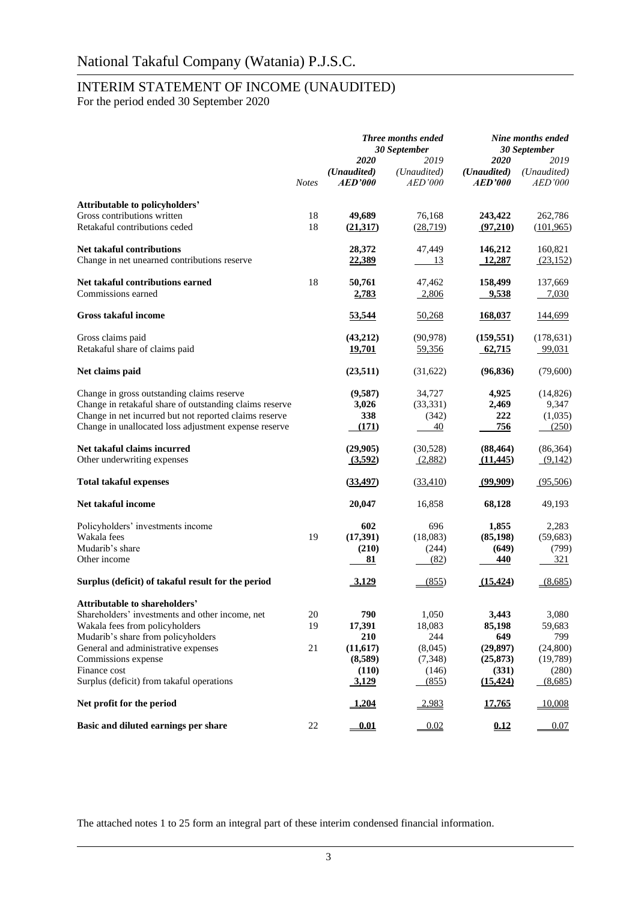# National Takaful Company (Watania) P.J.S.C.

## INTERIM STATEMENT OF INCOME (UNAUDITED)

For the period ended 30 September 2020

| | Notes | Three months ended 30 September 2020 (Unaudited) AED'000 | Three months ended 30 September 2019 (Unaudited) AED'000 | Nine months ended 30 September 2020 (Unaudited) AED'000 | Nine months ended 30 September 2019 (Unaudited) AED'000 |
|---|---|---|---|---|---|
| **Attributable to policyholders'** | | | | | |
| Gross contributions written | 18 | **49,689** | 76,168 | **243,422** | 262,786 |
| Retakaful contributions ceded | 18 | **(21,317)** | (28,719) | **(97,210)** | (101,965) |
| **Net takaful contributions** | | **28,372** | 47,449 | **146,212** | 160,821 |
| Change in net unearned contributions reserve | | **22,389** | 13 | **12,287** | (23,152) |
| **Net takaful contributions earned** | 18 | **50,761** | 47,462 | **158,499** | 137,669 |
| Commissions earned | | **2,783** | 2,806 | **9,538** | 7,030 |
| **Gross takaful income** | | **53,544** | 50,268 | **168,037** | 144,699 |
| Gross claims paid | | **(43,212)** | (90,978) | **(159,551)** | (178,631) |
| Retakaful share of claims paid | | **19,701** | 59,356 | **62,715** | 99,031 |
| **Net claims paid** | | **(23,511)** | (31,622) | **(96,836)** | (79,600) |
| Change in gross outstanding claims reserve | | **(9,587)** | 34,727 | **4,925** | (14,826) |
| Change in retakaful share of outstanding claims reserve | | **3,026** | (33,331) | **2,469** | 9,347 |
| Change in net incurred but not reported claims reserve | | **338** | (342) | **222** | (1,035) |
| Change in unallocated loss adjustment expense reserve | | **(171)** | 40 | **756** | (250) |
| **Net takaful claims incurred** | | **(29,905)** | (30,528) | **(88,464)** | (86,364) |
| Other underwriting expenses | | **(3,592)** | (2,882) | **(11,445)** | (9,142) |
| **Total takaful expenses** | | **(33,497)** | (33,410) | **(99,909)** | (95,506) |
| **Net takaful income** | | **20,047** | 16,858 | **68,128** | 49,193 |
| Policyholders' investments income | | **602** | 696 | **1,855** | 2,283 |
| Wakala fees | 19 | **(17,391)** | (18,083) | **(85,198)** | (59,683) |
| Mudarib's share | | **(210)** | (244) | **(649)** | (799) |
| Other income | | **81** | (82) | **440** | 321 |
| **Surplus (deficit) of takaful result for the period** | | **3,129** | (855) | **(15,424)** | (8,685) |
| **Attributable to shareholders'** | | | | | |
| Shareholders' investments and other income, net | 20 | **790** | 1,050 | **3,443** | 3,080 |
| Wakala fees from policyholders | 19 | **17,391** | 18,083 | **85,198** | 59,683 |
| Mudarib's share from policyholders | | **210** | 244 | **649** | 799 |
| General and administrative expenses | 21 | **(11,617)** | (8,045) | **(29,897)** | (24,800) |
| Commissions expense | | **(8,589)** | (7,348) | **(25,873)** | (19,789) |
| Finance cost | | **(110)** | (146) | **(331)** | (280) |
| Surplus (deficit) from takaful operations | | **3,129** | (855) | **(15,424)** | (8,685) |
| **Net profit for the period** | | **1,204** | 2,983 | **17,765** | 10,008 |
| **Basic and diluted earnings per share** | 22 | **0.01** | 0.02 | **0.12** | 0.07 |

The attached notes 1 to 25 form an integral part of these interim condensed financial information.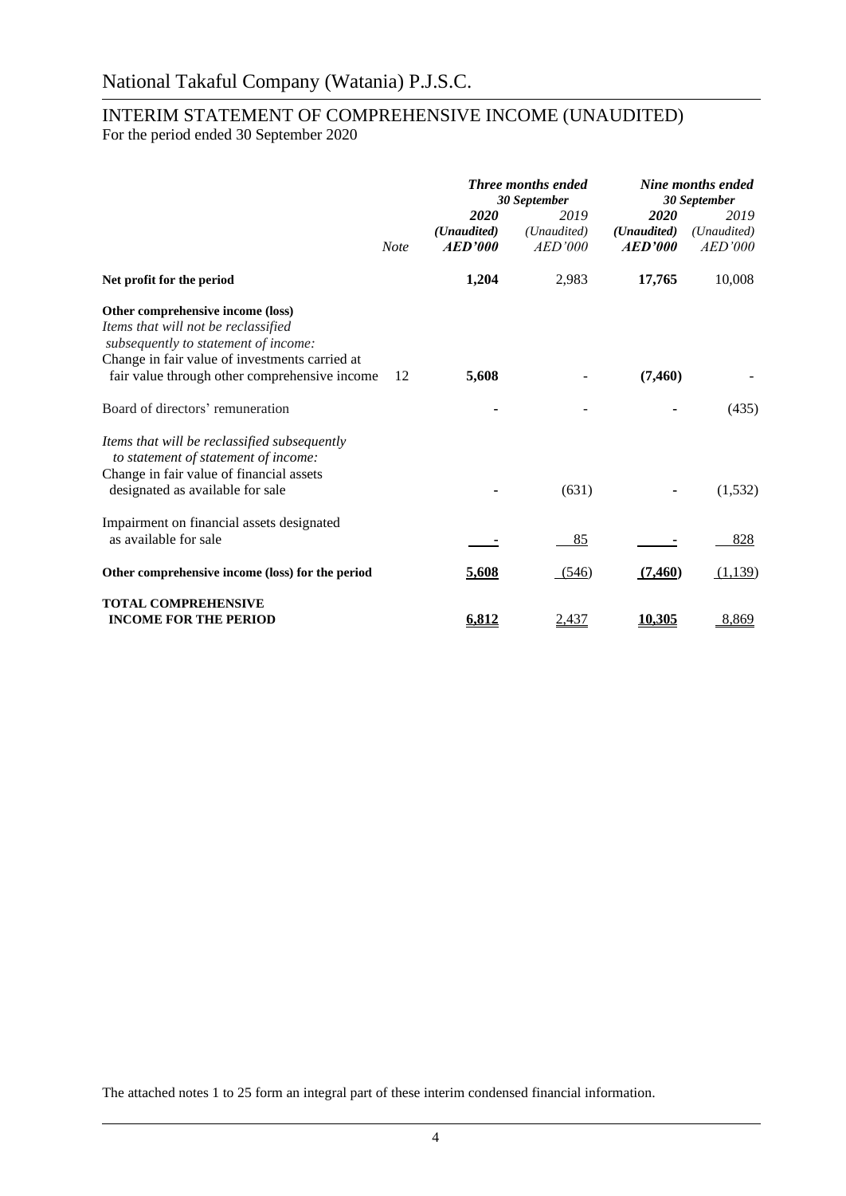# National Takaful Company (Watania) P.J.S.C.

## INTERIM STATEMENT OF COMPREHENSIVE INCOME (UNAUDITED)

For the period ended 30 September 2020

| | | *Three months ended 30 September* | | *Nine months ended 30 September* | |
|---|---|---|---|---|---|
| | | ***2020*** | *2019* | ***2020*** | *2019* |
| | | ***(Unaudited)*** | *(Unaudited)* | ***(Unaudited)*** | *(Unaudited)* |
| | *Note* | ***AED'000*** | *AED'000* | ***AED'000*** | *AED'000* |
| **Net profit for the period** | | **1,204** | 2,983 | **17,765** | 10,008 |
| **Other comprehensive income (loss)** | | | | | |
| *Items that will not be reclassified subsequently to statement of income:* | | | | | |
| Change in fair value of investments carried at fair value through other comprehensive income | 12 | **5,608** | - | **(7,460)** | - |
| Board of directors' remuneration | | **-** | - | **-** | (435) |
| *Items that will be reclassified subsequently to statement of statement of income:* | | | | | |
| Change in fair value of financial assets designated as available for sale | | **-** | (631) | **-** | (1,532) |
| Impairment on financial assets designated as available for sale | | **-** | 85 | **-** | 828 |
| **Other comprehensive income (loss) for the period** | | **5,608** | (546) | **(7,460)** | (1,139) |
| **TOTAL COMPREHENSIVE INCOME FOR THE PERIOD** | | **6,812** | 2,437 | **10,305** | 8,869 |

The attached notes 1 to 25 form an integral part of these interim condensed financial information.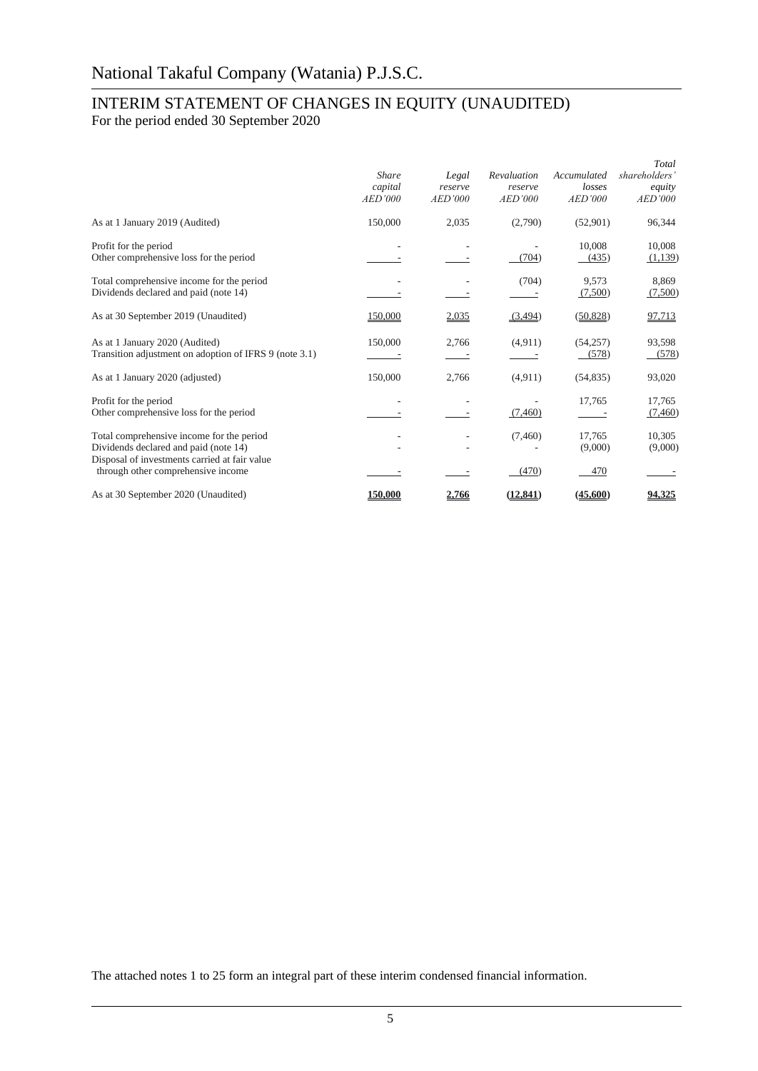# National Takaful Company (Watania) P.J.S.C.

## INTERIM STATEMENT OF CHANGES IN EQUITY (UNAUDITED)

For the period ended 30 September 2020

| | *Share capital AED'000* | *Legal reserve AED'000* | *Revaluation reserve AED'000* | *Accumulated losses AED'000* | *Total shareholders' equity AED'000* |
|---|---|---|---|---|---|
| As at 1 January 2019 (Audited) | 150,000 | 2,035 | (2,790) | (52,901) | 96,344 |
| Profit for the period | - | - | - | 10,008 | 10,008 |
| Other comprehensive loss for the period | - | - | (704) | (435) | (1,139) |
| Total comprehensive income for the period | - | - | (704) | 9,573 | 8,869 |
| Dividends declared and paid (note 14) | - | - | - | (7,500) | (7,500) |
| As at 30 September 2019 (Unaudited) | 150,000 | 2,035 | (3,494) | (50,828) | 97,713 |
| As at 1 January 2020 (Audited) | 150,000 | 2,766 | (4,911) | (54,257) | 93,598 |
| Transition adjustment on adoption of IFRS 9 (note 3.1) | - | - | - | (578) | (578) |
| As at 1 January 2020 (adjusted) | 150,000 | 2,766 | (4,911) | (54,835) | 93,020 |
| Profit for the period | - | - | - | 17,765 | 17,765 |
| Other comprehensive loss for the period | - | - | (7,460) | - | (7,460) |
| Total comprehensive income for the period | - | - | (7,460) | 17,765 | 10,305 |
| Dividends declared and paid (note 14) | - | - | - | (9,000) | (9,000) |
| Disposal of investments carried at fair value through other comprehensive income | - | - | (470) | 470 | - |
| As at 30 September 2020 (Unaudited) | **150,000** | **2,766** | **(12,841)** | **(45,600)** | **94,325** |

The attached notes 1 to 25 form an integral part of these interim condensed financial information.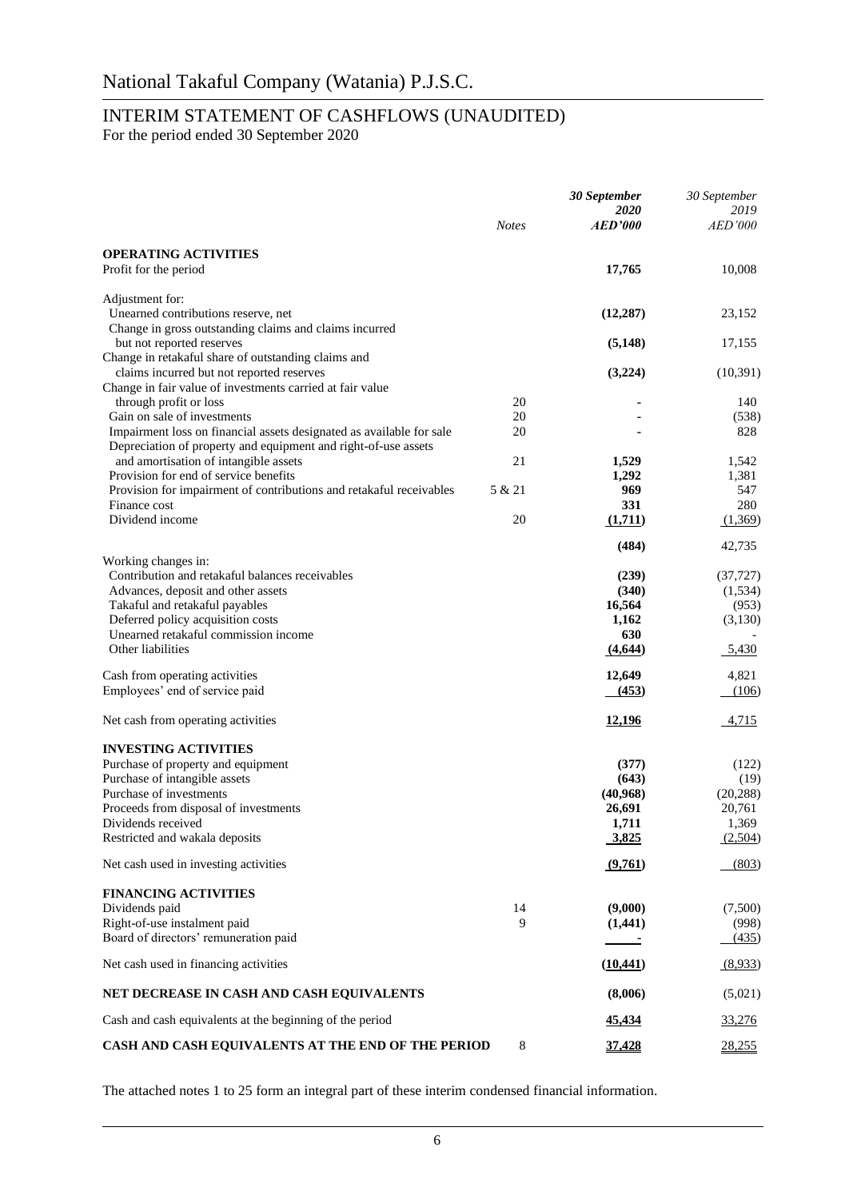# National Takaful Company (Watania) P.J.S.C.

## INTERIM STATEMENT OF CASHFLOWS (UNAUDITED)

For the period ended 30 September 2020

| | *Notes* | ***30 September 2020 AED'000*** | *30 September 2019 AED'000* |
|---|---|---|---|
| **OPERATING ACTIVITIES** | | | |
| Profit for the period | | **17,765** | 10,008 |
| Adjustment for: | | | |
| Unearned contributions reserve, net | | **(12,287)** | 23,152 |
| Change in gross outstanding claims and claims incurred but not reported reserves | | **(5,148)** | 17,155 |
| Change in retakaful share of outstanding claims and claims incurred but not reported reserves | | **(3,224)** | (10,391) |
| Change in fair value of investments carried at fair value through profit or loss | 20 | **-** | 140 |
| Gain on sale of investments | 20 | **-** | (538) |
| Impairment loss on financial assets designated as available for sale | 20 | **-** | 828 |
| Depreciation of property and equipment and right-of-use assets and amortisation of intangible assets | 21 | **1,529** | 1,542 |
| Provision for end of service benefits | | **1,292** | 1,381 |
| Provision for impairment of contributions and retakaful receivables | 5 & 21 | **969** | 547 |
| Finance cost | | **331** | 280 |
| Dividend income | 20 | **(1,711)** | (1,369) |
| | | **(484)** | 42,735 |
| Working changes in: | | | |
| Contribution and retakaful balances receivables | | **(239)** | (37,727) |
| Advances, deposit and other assets | | **(340)** | (1,534) |
| Takaful and retakaful payables | | **16,564** | (953) |
| Deferred policy acquisition costs | | **1,162** | (3,130) |
| Unearned retakaful commission income | | **630** | - |
| Other liabilities | | **(4,644)** | 5,430 |
| Cash from operating activities | | **12,649** | 4,821 |
| Employees' end of service paid | | **(453)** | (106) |
| Net cash from operating activities | | **12,196** | 4,715 |
| **INVESTING ACTIVITIES** | | | |
| Purchase of property and equipment | | **(377)** | (122) |
| Purchase of intangible assets | | **(643)** | (19) |
| Purchase of investments | | **(40,968)** | (20,288) |
| Proceeds from disposal of investments | | **26,691** | 20,761 |
| Dividends received | | **1,711** | 1,369 |
| Restricted and wakala deposits | | **3,825** | (2,504) |
| Net cash used in investing activities | | **(9,761)** | (803) |
| **FINANCING ACTIVITIES** | | | |
| Dividends paid | 14 | **(9,000)** | (7,500) |
| Right-of-use instalment paid | 9 | **(1,441)** | (998) |
| Board of directors' remuneration paid | | **-** | (435) |
| Net cash used in financing activities | | **(10,441)** | (8,933) |
| **NET DECREASE IN CASH AND CASH EQUIVALENTS** | | **(8,006)** | (5,021) |
| Cash and cash equivalents at the beginning of the period | | **45,434** | 33,276 |
| **CASH AND CASH EQUIVALENTS AT THE END OF THE PERIOD** | 8 | **37,428** | 28,255 |

The attached notes 1 to 25 form an integral part of these interim condensed financial information.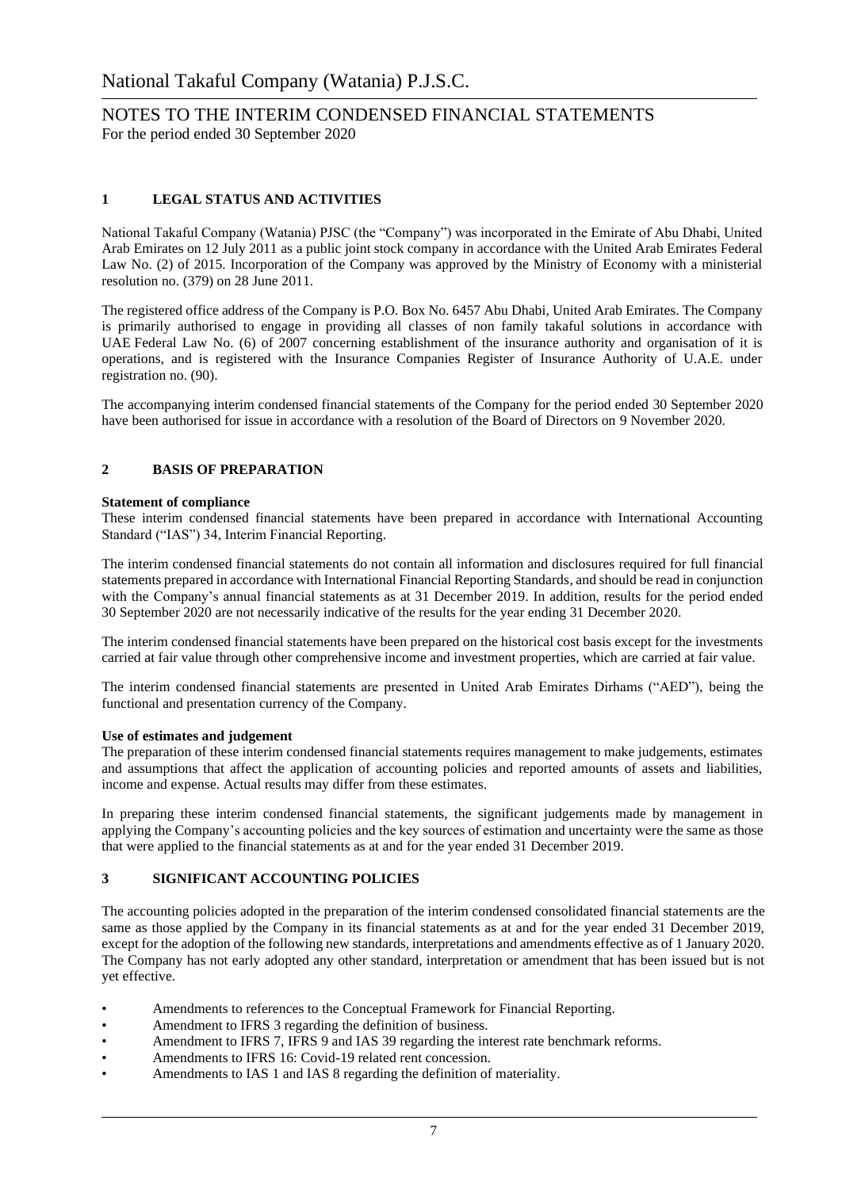# National Takaful Company (Watania) P.J.S.C.

## NOTES TO THE INTERIM CONDENSED FINANCIAL STATEMENTS
For the period ended 30 September 2020

### 1 LEGAL STATUS AND ACTIVITIES

National Takaful Company (Watania) PJSC (the "Company") was incorporated in the Emirate of Abu Dhabi, United Arab Emirates on 12 July 2011 as a public joint stock company in accordance with the United Arab Emirates Federal Law No. (2) of 2015. Incorporation of the Company was approved by the Ministry of Economy with a ministerial resolution no. (379) on 28 June 2011.

The registered office address of the Company is P.O. Box No. 6457 Abu Dhabi, United Arab Emirates. The Company is primarily authorised to engage in providing all classes of non family takaful solutions in accordance with UAE Federal Law No. (6) of 2007 concerning establishment of the insurance authority and organisation of it is operations, and is registered with the Insurance Companies Register of Insurance Authority of U.A.E. under registration no. (90).

The accompanying interim condensed financial statements of the Company for the period ended 30 September 2020 have been authorised for issue in accordance with a resolution of the Board of Directors on 9 November 2020.

### 2 BASIS OF PREPARATION

**Statement of compliance**
These interim condensed financial statements have been prepared in accordance with International Accounting Standard ("IAS") 34, Interim Financial Reporting.

The interim condensed financial statements do not contain all information and disclosures required for full financial statements prepared in accordance with International Financial Reporting Standards, and should be read in conjunction with the Company's annual financial statements as at 31 December 2019. In addition, results for the period ended 30 September 2020 are not necessarily indicative of the results for the year ending 31 December 2020.

The interim condensed financial statements have been prepared on the historical cost basis except for the investments carried at fair value through other comprehensive income and investment properties, which are carried at fair value.

The interim condensed financial statements are presented in United Arab Emirates Dirhams ("AED"), being the functional and presentation currency of the Company.

**Use of estimates and judgement**
The preparation of these interim condensed financial statements requires management to make judgements, estimates and assumptions that affect the application of accounting policies and reported amounts of assets and liabilities, income and expense. Actual results may differ from these estimates.

In preparing these interim condensed financial statements, the significant judgements made by management in applying the Company's accounting policies and the key sources of estimation and uncertainty were the same as those that were applied to the financial statements as at and for the year ended 31 December 2019.

### 3 SIGNIFICANT ACCOUNTING POLICIES

The accounting policies adopted in the preparation of the interim condensed consolidated financial statements are the same as those applied by the Company in its financial statements as at and for the year ended 31 December 2019, except for the adoption of the following new standards, interpretations and amendments effective as of 1 January 2020. The Company has not early adopted any other standard, interpretation or amendment that has been issued but is not yet effective.

- Amendments to references to the Conceptual Framework for Financial Reporting.
- Amendment to IFRS 3 regarding the definition of business.
- Amendment to IFRS 7, IFRS 9 and IAS 39 regarding the interest rate benchmark reforms.
- Amendments to IFRS 16: Covid-19 related rent concession.
- Amendments to IAS 1 and IAS 8 regarding the definition of materiality.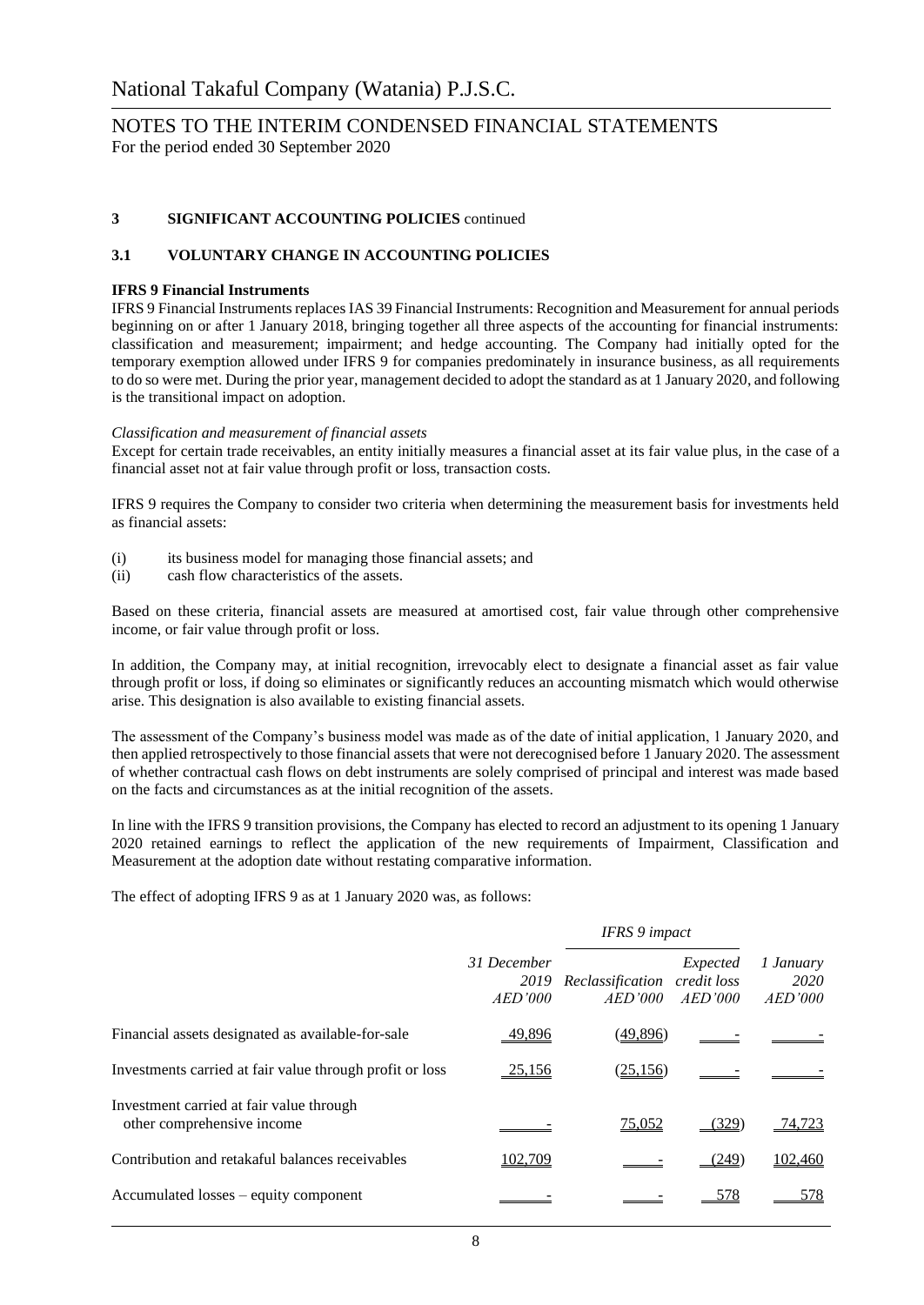## 3 SIGNIFICANT ACCOUNTING POLICIES continued

### 3.1 VOLUNTARY CHANGE IN ACCOUNTING POLICIES

**IFRS 9 Financial Instruments**

IFRS 9 Financial Instruments replaces IAS 39 Financial Instruments: Recognition and Measurement for annual periods beginning on or after 1 January 2018, bringing together all three aspects of the accounting for financial instruments: classification and measurement; impairment; and hedge accounting. The Company had initially opted for the temporary exemption allowed under IFRS 9 for companies predominately in insurance business, as all requirements to do so were met. During the prior year, management decided to adopt the standard as at 1 January 2020, and following is the transitional impact on adoption.

*Classification and measurement of financial assets*

Except for certain trade receivables, an entity initially measures a financial asset at its fair value plus, in the case of a financial asset not at fair value through profit or loss, transaction costs.

IFRS 9 requires the Company to consider two criteria when determining the measurement basis for investments held as financial assets:

(i) its business model for managing those financial assets; and
(ii) cash flow characteristics of the assets.

Based on these criteria, financial assets are measured at amortised cost, fair value through other comprehensive income, or fair value through profit or loss.

In addition, the Company may, at initial recognition, irrevocably elect to designate a financial asset as fair value through profit or loss, if doing so eliminates or significantly reduces an accounting mismatch which would otherwise arise. This designation is also available to existing financial assets.

The assessment of the Company's business model was made as of the date of initial application, 1 January 2020, and then applied retrospectively to those financial assets that were not derecognised before 1 January 2020. The assessment of whether contractual cash flows on debt instruments are solely comprised of principal and interest was made based on the facts and circumstances as at the initial recognition of the assets.

In line with the IFRS 9 transition provisions, the Company has elected to record an adjustment to its opening 1 January 2020 retained earnings to reflect the application of the new requirements of Impairment, Classification and Measurement at the adoption date without restating comparative information.

The effect of adopting IFRS 9 as at 1 January 2020 was, as follows:

| | | *IFRS 9 impact* | | |
|---|---|---|---|---|
| | *31 December 2019 AED'000* | *Reclassification AED'000* | *Expected credit loss AED'000* | *1 January 2020 AED'000* |
| Financial assets designated as available-for-sale | 49,896 | (49,896) | - | - |
| Investments carried at fair value through profit or loss | 25,156 | (25,156) | - | - |
| Investment carried at fair value through other comprehensive income | - | 75,052 | (329) | 74,723 |
| Contribution and retakaful balances receivables | 102,709 | - | (249) | 102,460 |
| Accumulated losses – equity component | - | - | 578 | 578 |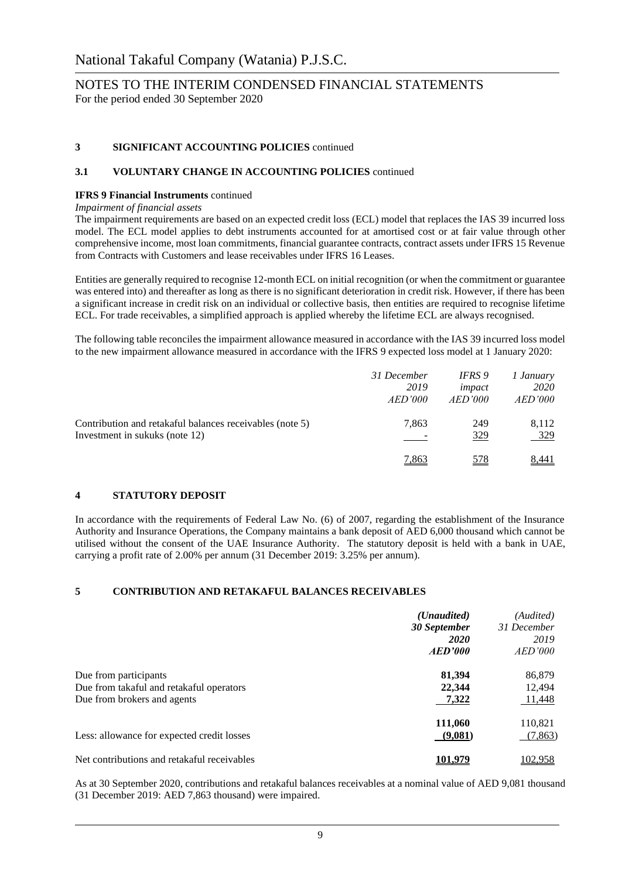## 3 SIGNIFICANT ACCOUNTING POLICIES continued

### 3.1 VOLUNTARY CHANGE IN ACCOUNTING POLICIES continued

**IFRS 9 Financial Instruments** continued

*Impairment of financial assets*

The impairment requirements are based on an expected credit loss (ECL) model that replaces the IAS 39 incurred loss model. The ECL model applies to debt instruments accounted for at amortised cost or at fair value through other comprehensive income, most loan commitments, financial guarantee contracts, contract assets under IFRS 15 Revenue from Contracts with Customers and lease receivables under IFRS 16 Leases.

Entities are generally required to recognise 12-month ECL on initial recognition (or when the commitment or guarantee was entered into) and thereafter as long as there is no significant deterioration in credit risk. However, if there has been a significant increase in credit risk on an individual or collective basis, then entities are required to recognise lifetime ECL. For trade receivables, a simplified approach is applied whereby the lifetime ECL are always recognised.

The following table reconciles the impairment allowance measured in accordance with the IAS 39 incurred loss model to the new impairment allowance measured in accordance with the IFRS 9 expected loss model at 1 January 2020:

| | *31 December 2019 AED'000* | *IFRS 9 impact AED'000* | *1 January 2020 AED'000* |
|---|---|---|---|
| Contribution and retakaful balances receivables (note 5) | 7,863 | 249 | 8,112 |
| Investment in sukuks (note 12) | - | 329 | 329 |
| | 7,863 | 578 | 8,441 |

## 4 STATUTORY DEPOSIT

In accordance with the requirements of Federal Law No. (6) of 2007, regarding the establishment of the Insurance Authority and Insurance Operations, the Company maintains a bank deposit of AED 6,000 thousand which cannot be utilised without the consent of the UAE Insurance Authority. The statutory deposit is held with a bank in UAE, carrying a profit rate of 2.00% per annum (31 December 2019: 3.25% per annum).

## 5 CONTRIBUTION AND RETAKAFUL BALANCES RECEIVABLES

| | ***(Unaudited) 30 September 2020 AED'000*** | *(Audited) 31 December 2019 AED'000* |
|---|---|---|
| Due from participants | **81,394** | 86,879 |
| Due from takaful and retakaful operators | **22,344** | 12,494 |
| Due from brokers and agents | **7,322** | 11,448 |
| | **111,060** | 110,821 |
| Less: allowance for expected credit losses | **(9,081)** | (7,863) |
| Net contributions and retakaful receivables | **101,979** | 102,958 |

As at 30 September 2020, contributions and retakaful balances receivables at a nominal value of AED 9,081 thousand (31 December 2019: AED 7,863 thousand) were impaired.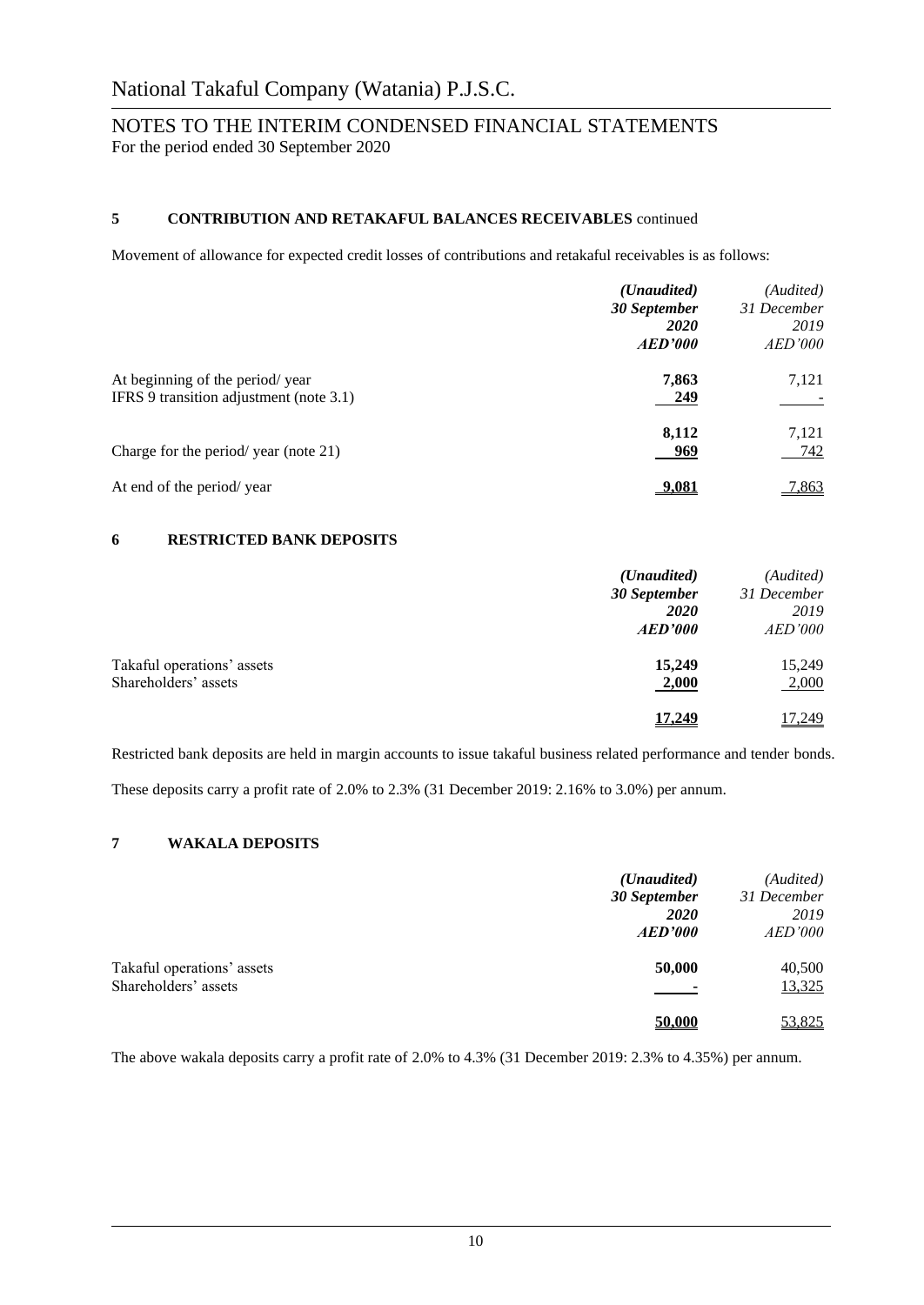# National Takaful Company (Watania) P.J.S.C.

## NOTES TO THE INTERIM CONDENSED FINANCIAL STATEMENTS
For the period ended 30 September 2020

### 5 CONTRIBUTION AND RETAKAFUL BALANCES RECEIVABLES continued

Movement of allowance for expected credit losses of contributions and retakaful receivables is as follows:

| | *(Unaudited)* **30 September 2020** ***AED'000*** | *(Audited)* *31 December 2019* *AED'000* |
|---|---|---|
| At beginning of the period/ year | **7,863** | 7,121 |
| IFRS 9 transition adjustment (note 3.1) | **249** | - |
| | **8,112** | 7,121 |
| Charge for the period/ year (note 21) | **969** | 742 |
| At end of the period/ year | **9,081** | 7,863 |

### 6 RESTRICTED BANK DEPOSITS

| | *(Unaudited)* **30 September 2020** ***AED'000*** | *(Audited)* *31 December 2019* *AED'000* |
|---|---|---|
| Takaful operations' assets | **15,249** | 15,249 |
| Shareholders' assets | **2,000** | 2,000 |
| | **17,249** | 17,249 |

Restricted bank deposits are held in margin accounts to issue takaful business related performance and tender bonds.

These deposits carry a profit rate of 2.0% to 2.3% (31 December 2019: 2.16% to 3.0%) per annum.

### 7 WAKALA DEPOSITS

| | *(Unaudited)* **30 September 2020** ***AED'000*** | *(Audited)* *31 December 2019* *AED'000* |
|---|---|---|
| Takaful operations' assets | **50,000** | 40,500 |
| Shareholders' assets | **-** | 13,325 |
| | **50,000** | 53,825 |

The above wakala deposits carry a profit rate of 2.0% to 4.3% (31 December 2019: 2.3% to 4.35%) per annum.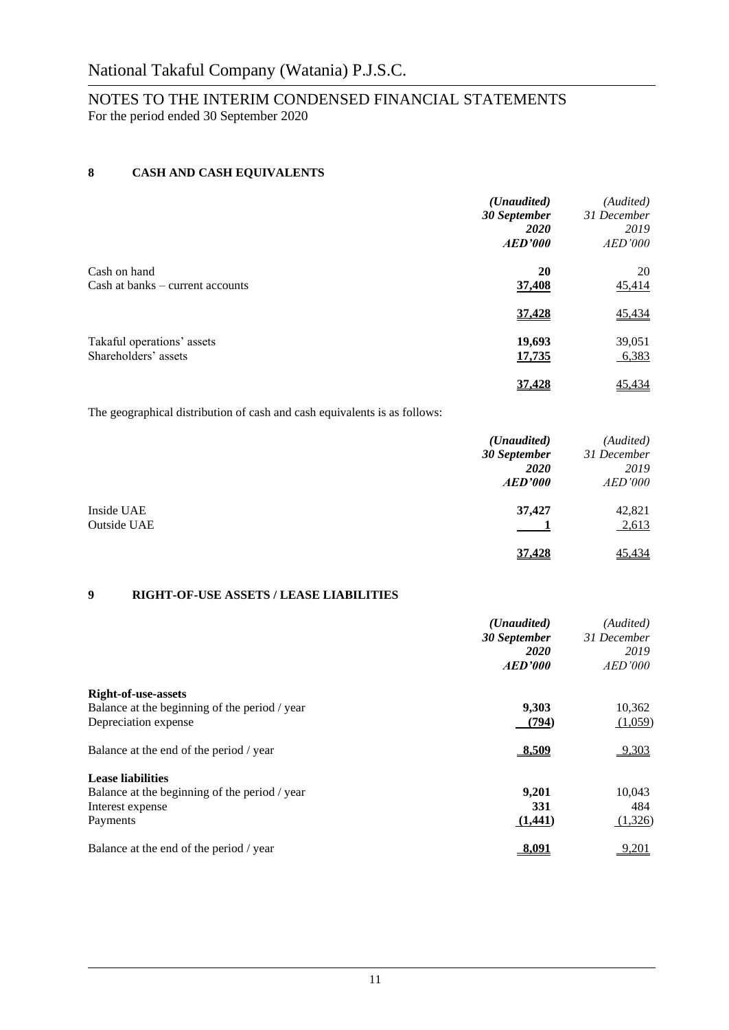## 8 CASH AND CASH EQUIVALENTS

| | *(Unaudited)* **30 September 2020** **AED'000** | *(Audited)* *31 December 2019* *AED'000* |
|---|---|---|
| Cash on hand | **20** | 20 |
| Cash at banks – current accounts | **37,408** | 45,414 |
| | **37,428** | 45,434 |
| Takaful operations' assets | **19,693** | 39,051 |
| Shareholders' assets | **17,735** | 6,383 |
| | **37,428** | 45,434 |

The geographical distribution of cash and cash equivalents is as follows:

| | *(Unaudited)* **30 September 2020** **AED'000** | *(Audited)* *31 December 2019* *AED'000* |
|---|---|---|
| Inside UAE | **37,427** | 42,821 |
| Outside UAE | **1** | 2,613 |
| | **37,428** | 45,434 |

## 9 RIGHT-OF-USE ASSETS / LEASE LIABILITIES

| | *(Unaudited)* **30 September 2020** **AED'000** | *(Audited)* *31 December 2019* *AED'000* |
|---|---|---|
| **Right-of-use-assets** | | |
| Balance at the beginning of the period / year | **9,303** | 10,362 |
| Depreciation expense | **(794)** | (1,059) |
| Balance at the end of the period / year | **8,509** | 9,303 |
| **Lease liabilities** | | |
| Balance at the beginning of the period / year | **9,201** | 10,043 |
| Interest expense | **331** | 484 |
| Payments | **(1,441)** | (1,326) |
| Balance at the end of the period / year | **8,091** | 9,201 |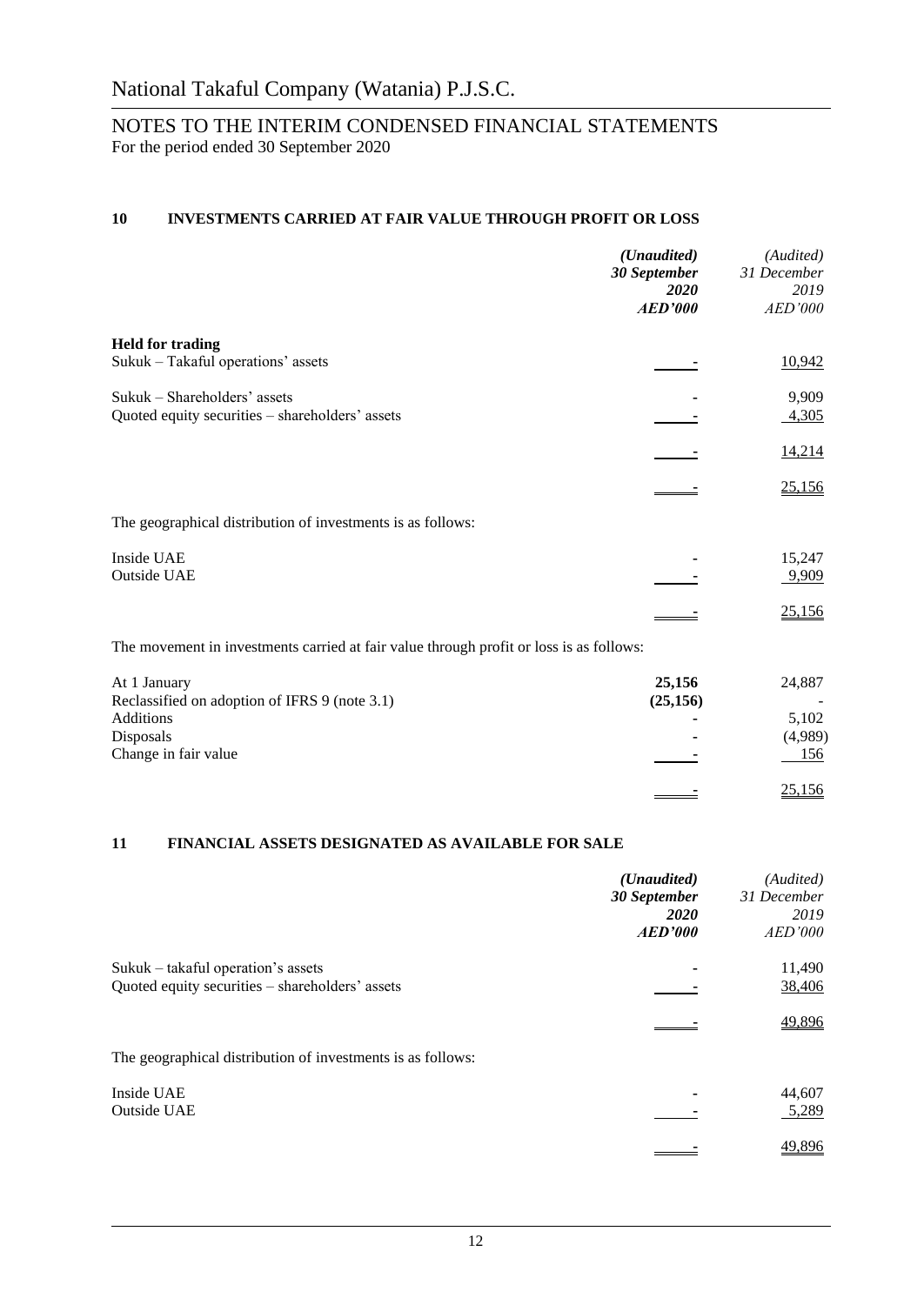# National Takaful Company (Watania) P.J.S.C.

## NOTES TO THE INTERIM CONDENSED FINANCIAL STATEMENTS
For the period ended 30 September 2020

### 10 INVESTMENTS CARRIED AT FAIR VALUE THROUGH PROFIT OR LOSS

| | *(Unaudited)* ***30 September 2020 AED'000*** | *(Audited) 31 December 2019 AED'000* |
|---|---|---|
| **Held for trading** | | |
| Sukuk – Takaful operations' assets | - | 10,942 |
| Sukuk – Shareholders' assets | - | 9,909 |
| Quoted equity securities – shareholders' assets | - | 4,305 |
| | - | 14,214 |
| | - | 25,156 |

The geographical distribution of investments is as follows:

| | | |
|---|---|---|
| Inside UAE | - | 15,247 |
| Outside UAE | - | 9,909 |
| | - | 25,156 |

The movement in investments carried at fair value through profit or loss is as follows:

| | | |
|---|---|---|
| At 1 January | **25,156** | 24,887 |
| Reclassified on adoption of IFRS 9 (note 3.1) | **(25,156)** | - |
| Additions | - | 5,102 |
| Disposals | - | (4,989) |
| Change in fair value | - | 156 |
| | - | 25,156 |

### 11 FINANCIAL ASSETS DESIGNATED AS AVAILABLE FOR SALE

| | *(Unaudited)* ***30 September 2020 AED'000*** | *(Audited) 31 December 2019 AED'000* |
|---|---|---|
| Sukuk – takaful operation's assets | - | 11,490 |
| Quoted equity securities – shareholders' assets | - | 38,406 |
| | - | 49,896 |

The geographical distribution of investments is as follows:

| | | |
|---|---|---|
| Inside UAE | - | 44,607 |
| Outside UAE | - | 5,289 |
| | - | 49,896 |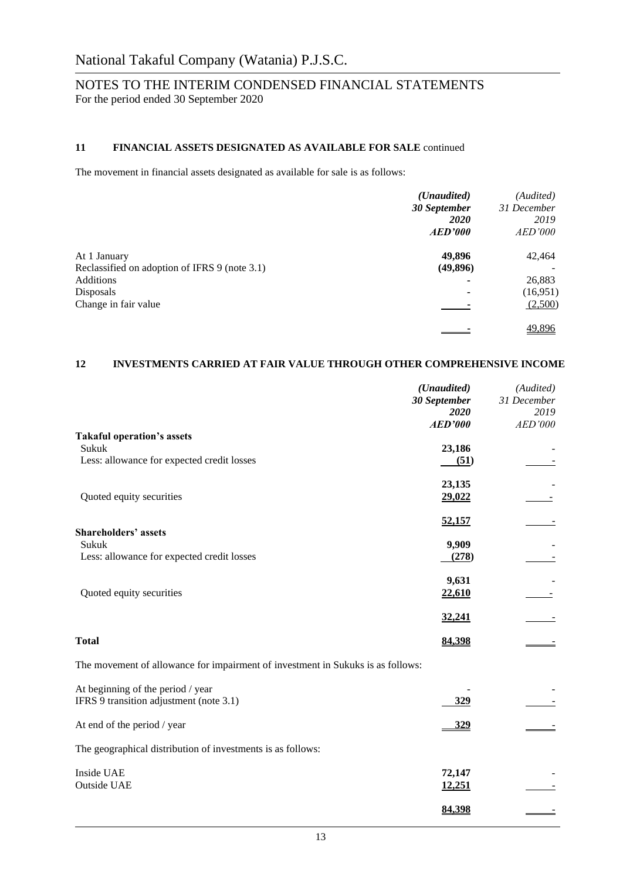## 11 FINANCIAL ASSETS DESIGNATED AS AVAILABLE FOR SALE continued

The movement in financial assets designated as available for sale is as follows:

| | *(Unaudited)* ***30 September 2020*** ***AED'000*** | *(Audited)* *31 December 2019* *AED'000* |
|---|---|---|
| At 1 January | **49,896** | 42,464 |
| Reclassified on adoption of IFRS 9 (note 3.1) | **(49,896)** | - |
| Additions | **-** | 26,883 |
| Disposals | **-** | (16,951) |
| Change in fair value | **-** | (2,500) |
| | **-** | 49,896 |

## 12 INVESTMENTS CARRIED AT FAIR VALUE THROUGH OTHER COMPREHENSIVE INCOME

| | *(Unaudited)* ***30 September 2020*** ***AED'000*** | *(Audited)* *31 December 2019* *AED'000* |
|---|---|---|
| **Takaful operation's assets** | | |
| Sukuk | **23,186** | - |
| Less: allowance for expected credit losses | **(51)** | - |
| | **23,135** | - |
| Quoted equity securities | **29,022** | - |
| | **52,157** | - |
| **Shareholders' assets** | | |
| Sukuk | **9,909** | - |
| Less: allowance for expected credit losses | **(278)** | - |
| | **9,631** | - |
| Quoted equity securities | **22,610** | - |
| | **32,241** | - |
| **Total** | **84,398** | - |

The movement of allowance for impairment of investment in Sukuks is as follows:

| | | |
|---|---|---|
| At beginning of the period / year | - | - |
| IFRS 9 transition adjustment (note 3.1) | **329** | - |
| At end of the period / year | **329** | - |

The geographical distribution of investments is as follows:

| | | |
|---|---|---|
| Inside UAE | **72,147** | - |
| Outside UAE | **12,251** | - |
| | **84,398** | - |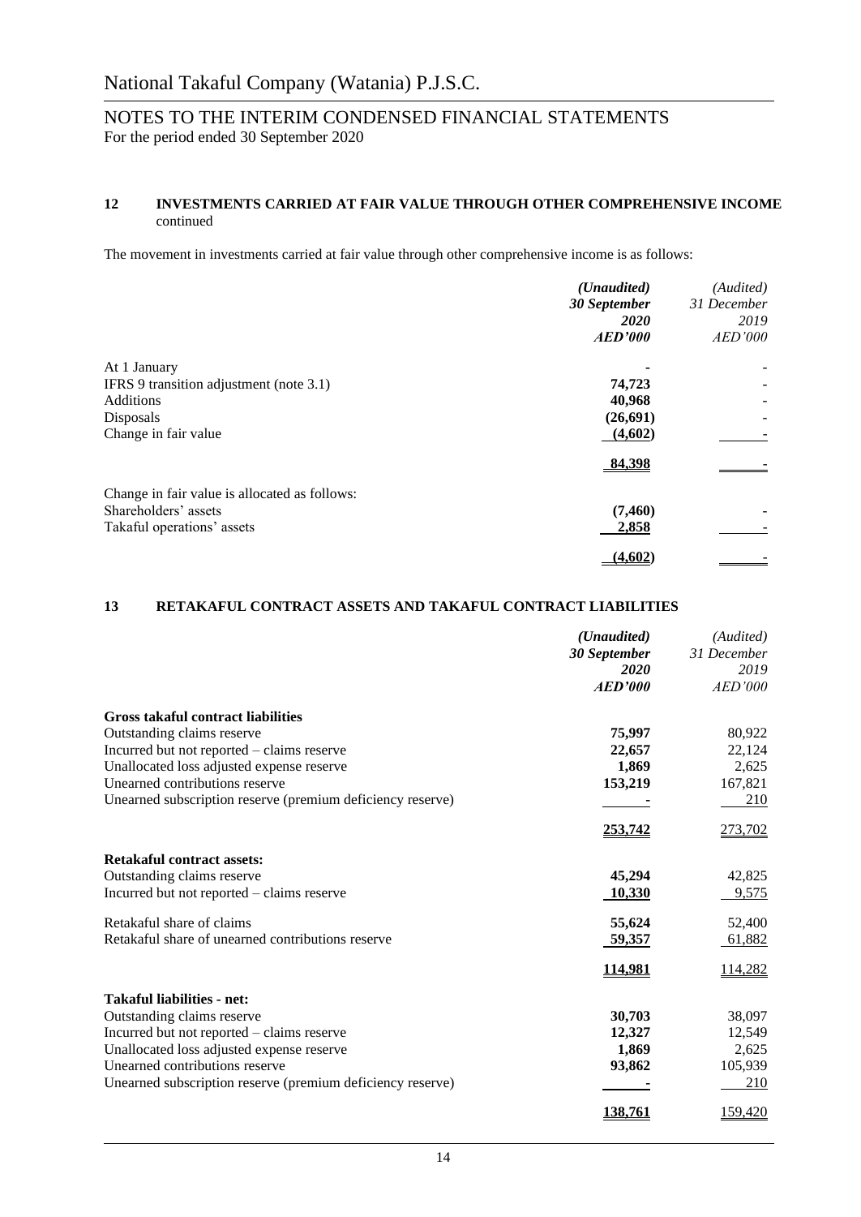National Takaful Company (Watania) P.J.S.C.

NOTES TO THE INTERIM CONDENSED FINANCIAL STATEMENTS
For the period ended 30 September 2020

## 12 INVESTMENTS CARRIED AT FAIR VALUE THROUGH OTHER COMPREHENSIVE INCOME continued

The movement in investments carried at fair value through other comprehensive income is as follows:

| | ***(Unaudited)*** ***30 September 2020*** ***AED'000*** | *(Audited) 31 December 2019 AED'000* |
|---|---|---|
| At 1 January | **-** | - |
| IFRS 9 transition adjustment (note 3.1) | **74,723** | - |
| Additions | **40,968** | - |
| Disposals | **(26,691)** | - |
| Change in fair value | **(4,602)** | - |
| | **84,398** | - |
| Change in fair value is allocated as follows: | | |
| Shareholders' assets | **(7,460)** | - |
| Takaful operations' assets | **2,858** | - |
| | **(4,602)** | - |

## 13 RETAKAFUL CONTRACT ASSETS AND TAKAFUL CONTRACT LIABILITIES

| | ***(Unaudited)*** ***30 September 2020*** ***AED'000*** | *(Audited) 31 December 2019 AED'000* |
|---|---|---|
| **Gross takaful contract liabilities** | | |
| Outstanding claims reserve | **75,997** | 80,922 |
| Incurred but not reported – claims reserve | **22,657** | 22,124 |
| Unallocated loss adjusted expense reserve | **1,869** | 2,625 |
| Unearned contributions reserve | **153,219** | 167,821 |
| Unearned subscription reserve (premium deficiency reserve) | **-** | 210 |
| | **253,742** | 273,702 |
| **Retakaful contract assets:** | | |
| Outstanding claims reserve | **45,294** | 42,825 |
| Incurred but not reported – claims reserve | **10,330** | 9,575 |
| Retakaful share of claims | **55,624** | 52,400 |
| Retakaful share of unearned contributions reserve | **59,357** | 61,882 |
| | **114,981** | 114,282 |
| **Takaful liabilities - net:** | | |
| Outstanding claims reserve | **30,703** | 38,097 |
| Incurred but not reported – claims reserve | **12,327** | 12,549 |
| Unallocated loss adjusted expense reserve | **1,869** | 2,625 |
| Unearned contributions reserve | **93,862** | 105,939 |
| Unearned subscription reserve (premium deficiency reserve) | **-** | 210 |
| | **138,761** | 159,420 |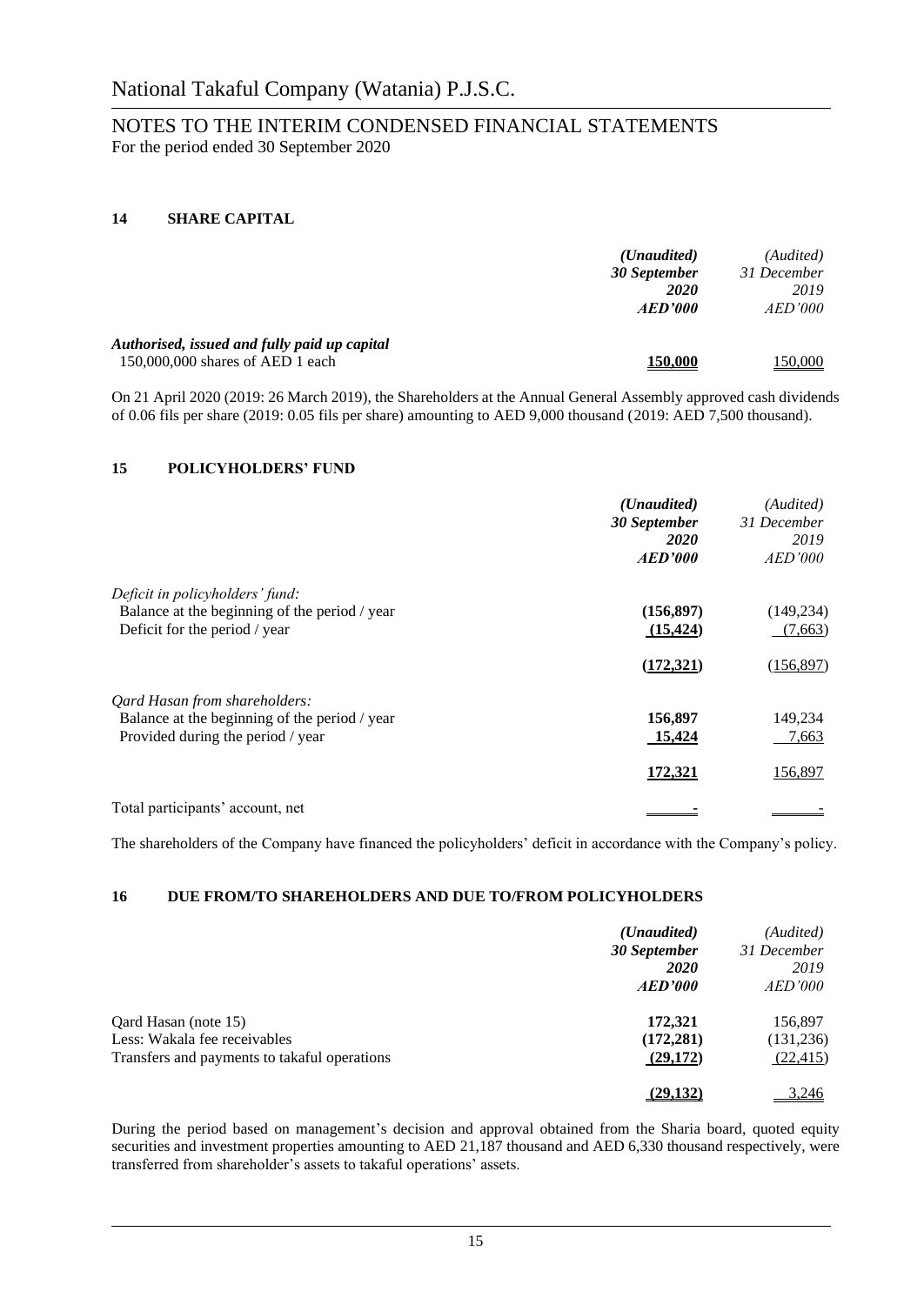## 14 SHARE CAPITAL

| | *(Unaudited)* | *(Audited)* |
|---|---|---|
| | ***30 September*** | *31 December* |
| | ***2020*** | *2019* |
| | ***AED'000*** | *AED'000* |
| ***Authorised, issued and fully paid up capital*** | | |
| 150,000,000 shares of AED 1 each | **150,000** | 150,000 |

On 21 April 2020 (2019: 26 March 2019), the Shareholders at the Annual General Assembly approved cash dividends of 0.06 fils per share (2019: 0.05 fils per share) amounting to AED 9,000 thousand (2019: AED 7,500 thousand).

## 15 POLICYHOLDERS' FUND

| | *(Unaudited)* | *(Audited)* |
|---|---|---|
| | ***30 September*** | *31 December* |
| | ***2020*** | *2019* |
| | ***AED'000*** | *AED'000* |
| *Deficit in policyholders' fund:* | | |
| Balance at the beginning of the period / year | **(156,897)** | (149,234) |
| Deficit for the period / year | **(15,424)** | (7,663) |
| | **(172,321)** | (156,897) |
| *Qard Hasan from shareholders:* | | |
| Balance at the beginning of the period / year | **156,897** | 149,234 |
| Provided during the period / year | **15,424** | 7,663 |
| | **172,321** | 156,897 |
| Total participants' account, net | **-** | - |

The shareholders of the Company have financed the policyholders' deficit in accordance with the Company's policy.

## 16 DUE FROM/TO SHAREHOLDERS AND DUE TO/FROM POLICYHOLDERS

| | *(Unaudited)* | *(Audited)* |
|---|---|---|
| | ***30 September*** | *31 December* |
| | ***2020*** | *2019* |
| | ***AED'000*** | *AED'000* |
| Qard Hasan (note 15) | **172,321** | 156,897 |
| Less: Wakala fee receivables | **(172,281)** | (131,236) |
| Transfers and payments to takaful operations | **(29,172)** | (22,415) |
| | **(29,132)** | 3,246 |

During the period based on management's decision and approval obtained from the Sharia board, quoted equity securities and investment properties amounting to AED 21,187 thousand and AED 6,330 thousand respectively, were transferred from shareholder's assets to takaful operations' assets.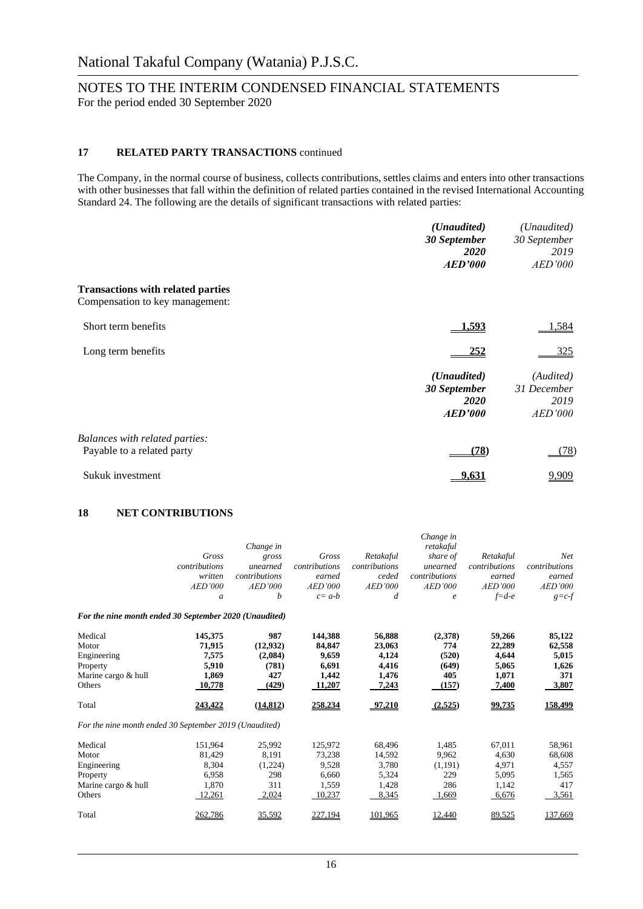## 17 RELATED PARTY TRANSACTIONS continued

The Company, in the normal course of business, collects contributions, settles claims and enters into other transactions with other businesses that fall within the definition of related parties contained in the revised International Accounting Standard 24. The following are the details of significant transactions with related parties:

| | *(Unaudited)* **30 September 2020** **AED'000** | *(Unaudited)* *30 September 2019* *AED'000* |
|---|---|---|
| **Transactions with related parties** | | |
| Compensation to key management: | | |
| Short term benefits | **1,593** | 1,584 |
| Long term benefits | **252** | 325 |

| | *(Unaudited)* **30 September 2020** **AED'000** | *(Audited)* *31 December 2019* *AED'000* |
|---|---|---|
| *Balances with related parties:* | | |
| Payable to a related party | **(78)** | (78) |
| Sukuk investment | **9,631** | 9,909 |

## 18 NET CONTRIBUTIONS

| | *Gross contributions written AED'000 a* | *Change in gross unearned contributions AED'000 b* | *Gross contributions earned AED'000 c= a-b* | *Retakaful contributions ceded AED'000 d* | *Change in retakaful share of unearned contributions AED'000 e* | *Retakaful contributions earned AED'000 f=d-e* | *Net contributions earned AED'000 g=c-f* |
|---|---|---|---|---|---|---|---|
| ***For the nine month ended 30 September 2020 (Unaudited)*** | | | | | | | |
| Medical | **145,375** | **987** | **144,388** | **56,888** | **(2,378)** | **59,266** | **85,122** |
| Motor | **71,915** | **(12,932)** | **84,847** | **23,063** | **774** | **22,289** | **62,558** |
| Engineering | **7,575** | **(2,084)** | **9,659** | **4,124** | **(520)** | **4,644** | **5,015** |
| Property | **5,910** | **(781)** | **6,691** | **4,416** | **(649)** | **5,065** | **1,626** |
| Marine cargo & hull | **1,869** | **427** | **1,442** | **1,476** | **405** | **1,071** | **371** |
| Others | **10,778** | **(429)** | **11,207** | **7,243** | **(157)** | **7,400** | **3,807** |
| Total | **243,422** | **(14,812)** | **258,234** | **97,210** | **(2,525)** | **99,735** | **158,499** |
| *For the nine month ended 30 September 2019 (Unaudited)* | | | | | | | |
| Medical | 151,964 | 25,992 | 125,972 | 68,496 | 1,485 | 67,011 | 58,961 |
| Motor | 81,429 | 8,191 | 73,238 | 14,592 | 9,962 | 4,630 | 68,608 |
| Engineering | 8,304 | (1,224) | 9,528 | 3,780 | (1,191) | 4,971 | 4,557 |
| Property | 6,958 | 298 | 6,660 | 5,324 | 229 | 5,095 | 1,565 |
| Marine cargo & hull | 1,870 | 311 | 1,559 | 1,428 | 286 | 1,142 | 417 |
| Others | 12,261 | 2,024 | 10,237 | 8,345 | 1,669 | 6,676 | 3,561 |
| Total | 262,786 | 35,592 | 227,194 | 101,965 | 12,440 | 89,525 | 137,669 |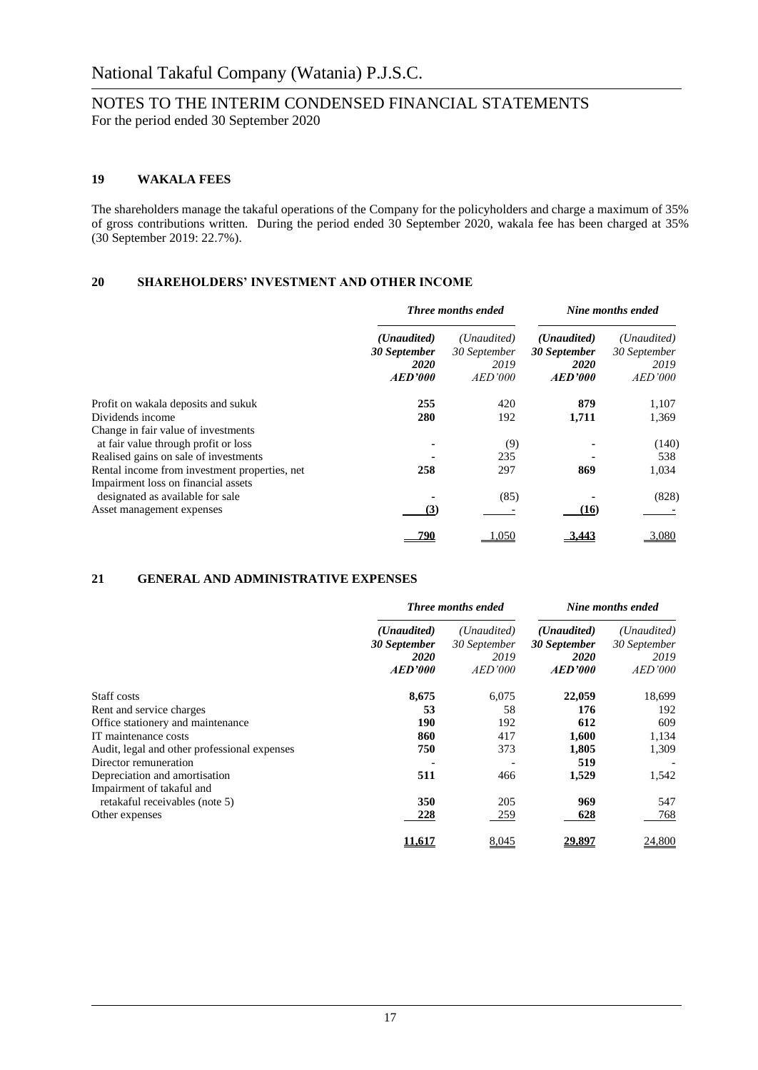# National Takaful Company (Watania) P.J.S.C.

## NOTES TO THE INTERIM CONDENSED FINANCIAL STATEMENTS
For the period ended 30 September 2020

### 19 WAKALA FEES

The shareholders manage the takaful operations of the Company for the policyholders and charge a maximum of 35% of gross contributions written. During the period ended 30 September 2020, wakala fee has been charged at 35% (30 September 2019: 22.7%).

### 20 SHAREHOLDERS' INVESTMENT AND OTHER INCOME

| | *Three months ended* | | *Nine months ended* | |
|---|---|---|---|---|
| | ***(Unaudited)* 30 September 2020 AED'000** | *(Unaudited) 30 September 2019 AED'000* | ***(Unaudited)* 30 September 2020 AED'000** | *(Unaudited) 30 September 2019 AED'000* |
| Profit on wakala deposits and sukuk | **255** | 420 | **879** | 1,107 |
| Dividends income | **280** | 192 | **1,711** | 1,369 |
| Change in fair value of investments at fair value through profit or loss | **-** | (9) | **-** | (140) |
| Realised gains on sale of investments | **-** | 235 | **-** | 538 |
| Rental income from investment properties, net | **258** | 297 | **869** | 1,034 |
| Impairment loss on financial assets designated as available for sale | **-** | (85) | **-** | (828) |
| Asset management expenses | **(3)** | - | **(16)** | - |
| | **790** | 1,050 | **3,443** | 3,080 |

### 21 GENERAL AND ADMINISTRATIVE EXPENSES

| | *Three months ended* | | *Nine months ended* | |
|---|---|---|---|---|
| | ***(Unaudited)* 30 September 2020 AED'000** | *(Unaudited) 30 September 2019 AED'000* | ***(Unaudited)* 30 September 2020 AED'000** | *(Unaudited) 30 September 2019 AED'000* |
| Staff costs | **8,675** | 6,075 | **22,059** | 18,699 |
| Rent and service charges | **53** | 58 | **176** | 192 |
| Office stationery and maintenance | **190** | 192 | **612** | 609 |
| IT maintenance costs | **860** | 417 | **1,600** | 1,134 |
| Audit, legal and other professional expenses | **750** | 373 | **1,805** | 1,309 |
| Director remuneration | **-** | - | **519** | - |
| Depreciation and amortisation | **511** | 466 | **1,529** | 1,542 |
| Impairment of takaful and retakaful receivables (note 5) | **350** | 205 | **969** | 547 |
| Other expenses | **228** | 259 | **628** | 768 |
| | **11,617** | 8,045 | **29,897** | 24,800 |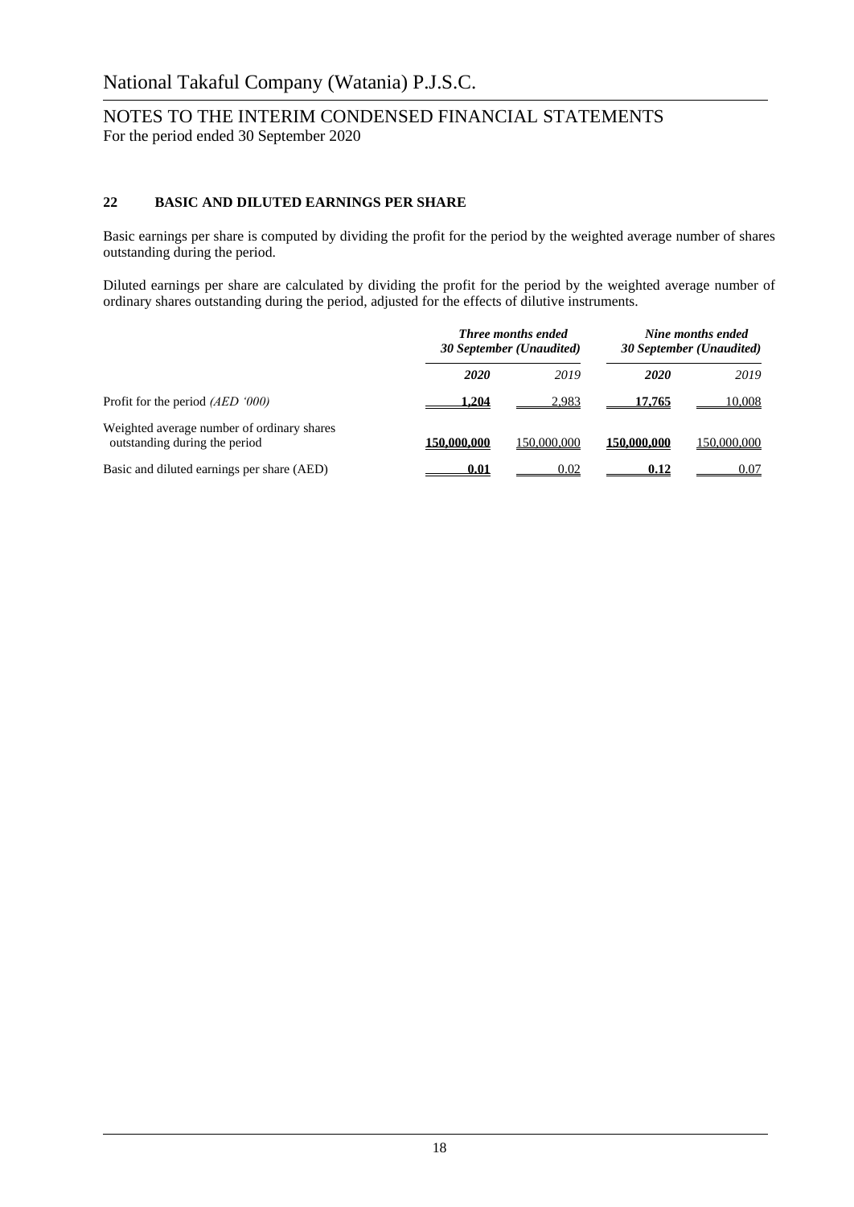# National Takaful Company (Watania) P.J.S.C.

## NOTES TO THE INTERIM CONDENSED FINANCIAL STATEMENTS
For the period ended 30 September 2020

### 22 BASIC AND DILUTED EARNINGS PER SHARE

Basic earnings per share is computed by dividing the profit for the period by the weighted average number of shares outstanding during the period.

Diluted earnings per share are calculated by dividing the profit for the period by the weighted average number of ordinary shares outstanding during the period, adjusted for the effects of dilutive instruments.

| | *Three months ended 30 September (Unaudited)* | | *Nine months ended 30 September (Unaudited)* | |
|---|---|---|---|---|
| | ***2020*** | *2019* | ***2020*** | *2019* |
| Profit for the period *(AED '000)* | **1,204** | 2,983 | **17,765** | 10,008 |
| Weighted average number of ordinary shares outstanding during the period | **150,000,000** | 150,000,000 | **150,000,000** | 150,000,000 |
| Basic and diluted earnings per share (AED) | **0.01** | 0.02 | **0.12** | 0.07 |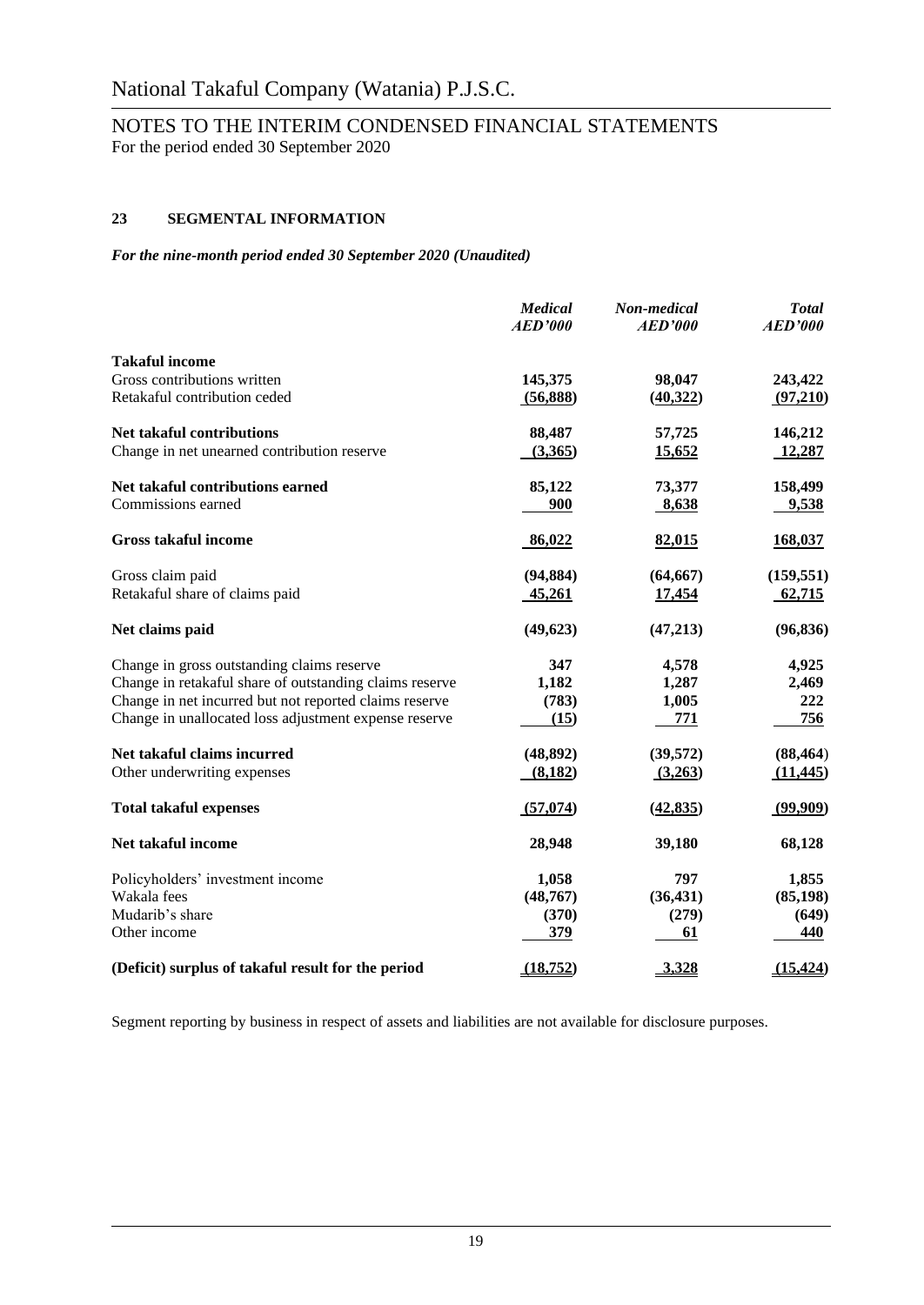# National Takaful Company (Watania) P.J.S.C.

## NOTES TO THE INTERIM CONDENSED FINANCIAL STATEMENTS

For the period ended 30 September 2020

### 23 SEGMENTAL INFORMATION

***For the nine-month period ended 30 September 2020 (Unaudited)***

| | *Medical* *AED'000* | *Non-medical* *AED'000* | *Total* *AED'000* |
|---|---|---|---|
| **Takaful income** | | | |
| Gross contributions written | 145,375 | 98,047 | 243,422 |
| Retakaful contribution ceded | (56,888) | (40,322) | (97,210) |
| **Net takaful contributions** | 88,487 | 57,725 | 146,212 |
| Change in net unearned contribution reserve | (3,365) | 15,652 | 12,287 |
| **Net takaful contributions earned** | 85,122 | 73,377 | 158,499 |
| Commissions earned | 900 | 8,638 | 9,538 |
| **Gross takaful income** | 86,022 | 82,015 | 168,037 |
| Gross claim paid | (94,884) | (64,667) | (159,551) |
| Retakaful share of claims paid | 45,261 | 17,454 | 62,715 |
| **Net claims paid** | (49,623) | (47,213) | (96,836) |
| Change in gross outstanding claims reserve | 347 | 4,578 | 4,925 |
| Change in retakaful share of outstanding claims reserve | 1,182 | 1,287 | 2,469 |
| Change in net incurred but not reported claims reserve | (783) | 1,005 | 222 |
| Change in unallocated loss adjustment expense reserve | (15) | 771 | 756 |
| **Net takaful claims incurred** | (48,892) | (39,572) | (88,464) |
| Other underwriting expenses | (8,182) | (3,263) | (11,445) |
| **Total takaful expenses** | (57,074) | (42,835) | (99,909) |
| **Net takaful income** | 28,948 | 39,180 | 68,128 |
| Policyholders' investment income | 1,058 | 797 | 1,855 |
| Wakala fees | (48,767) | (36,431) | (85,198) |
| Mudarib's share | (370) | (279) | (649) |
| Other income | 379 | 61 | 440 |
| **(Deficit) surplus of takaful result for the period** | (18,752) | 3,328 | (15,424) |

Segment reporting by business in respect of assets and liabilities are not available for disclosure purposes.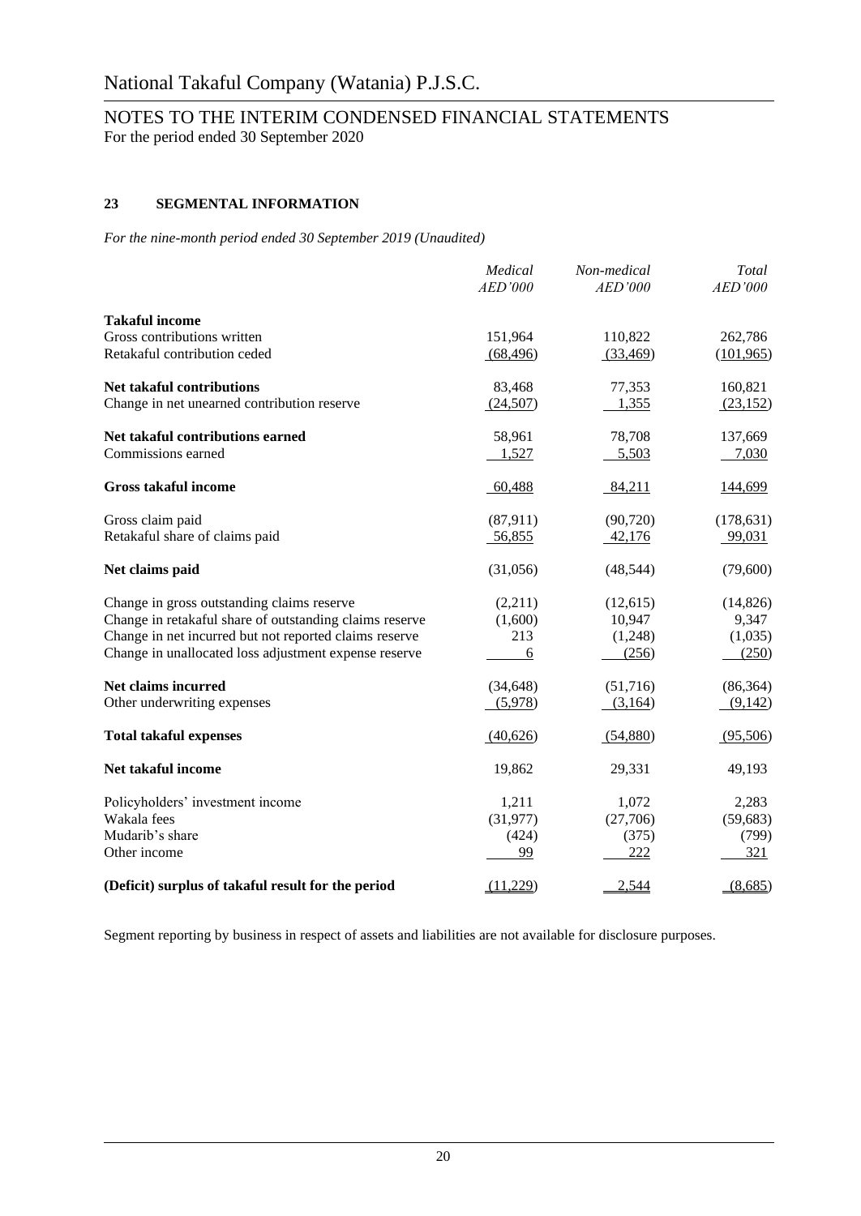# National Takaful Company (Watania) P.J.S.C.

## NOTES TO THE INTERIM CONDENSED FINANCIAL STATEMENTS
For the period ended 30 September 2020

### 23 SEGMENTAL INFORMATION

*For the nine-month period ended 30 September 2019 (Unaudited)*

| | *Medical* *AED'000* | *Non-medical* *AED'000* | *Total* *AED'000* |
|---|---|---|---|
| **Takaful income** | | | |
| Gross contributions written | 151,964 | 110,822 | 262,786 |
| Retakaful contribution ceded | (68,496) | (33,469) | (101,965) |
| **Net takaful contributions** | 83,468 | 77,353 | 160,821 |
| Change in net unearned contribution reserve | (24,507) | 1,355 | (23,152) |
| **Net takaful contributions earned** | 58,961 | 78,708 | 137,669 |
| Commissions earned | 1,527 | 5,503 | 7,030 |
| **Gross takaful income** | 60,488 | 84,211 | 144,699 |
| Gross claim paid | (87,911) | (90,720) | (178,631) |
| Retakaful share of claims paid | 56,855 | 42,176 | 99,031 |
| **Net claims paid** | (31,056) | (48,544) | (79,600) |
| Change in gross outstanding claims reserve | (2,211) | (12,615) | (14,826) |
| Change in retakaful share of outstanding claims reserve | (1,600) | 10,947 | 9,347 |
| Change in net incurred but not reported claims reserve | 213 | (1,248) | (1,035) |
| Change in unallocated loss adjustment expense reserve | 6 | (256) | (250) |
| **Net claims incurred** | (34,648) | (51,716) | (86,364) |
| Other underwriting expenses | (5,978) | (3,164) | (9,142) |
| **Total takaful expenses** | (40,626) | (54,880) | (95,506) |
| **Net takaful income** | 19,862 | 29,331 | 49,193 |
| Policyholders' investment income | 1,211 | 1,072 | 2,283 |
| Wakala fees | (31,977) | (27,706) | (59,683) |
| Mudarib's share | (424) | (375) | (799) |
| Other income | 99 | 222 | 321 |
| **(Deficit) surplus of takaful result for the period** | (11,229) | 2,544 | (8,685) |

Segment reporting by business in respect of assets and liabilities are not available for disclosure purposes.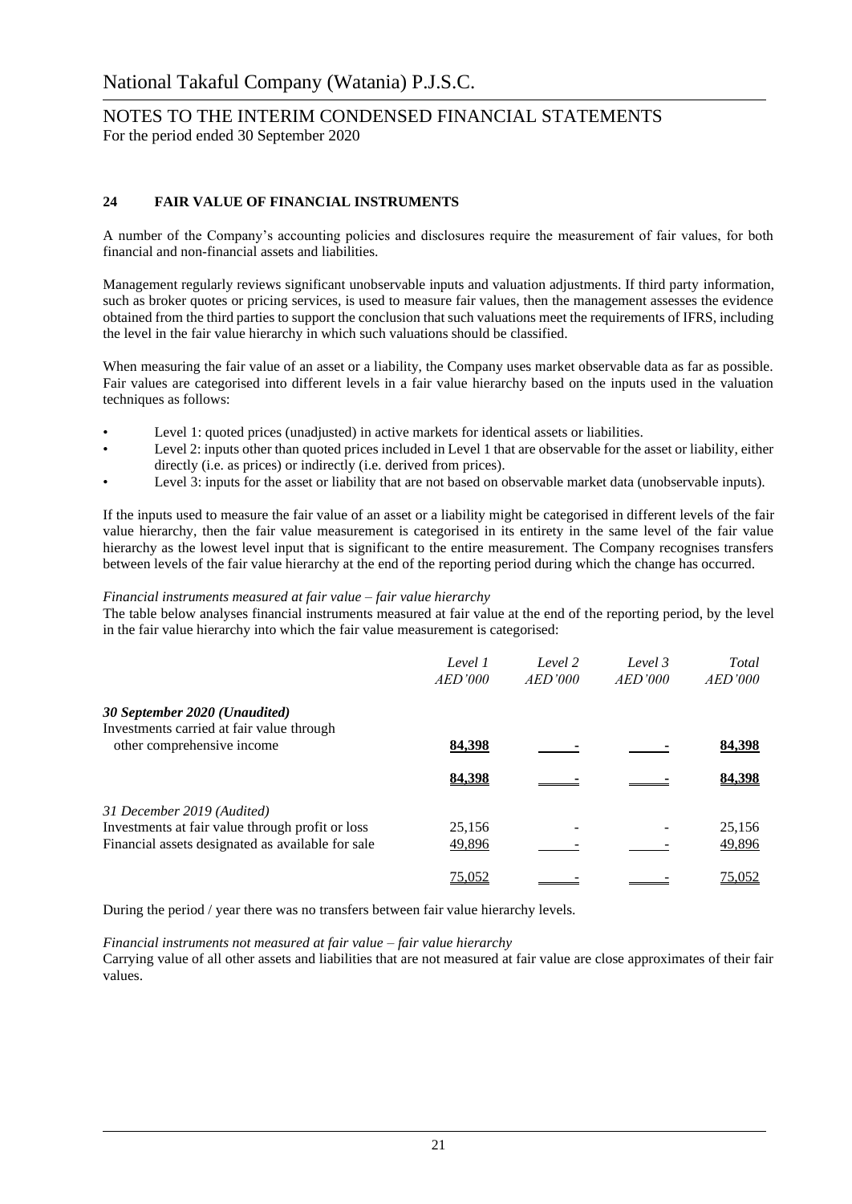# National Takaful Company (Watania) P.J.S.C.

## NOTES TO THE INTERIM CONDENSED FINANCIAL STATEMENTS
For the period ended 30 September 2020

### 24 FAIR VALUE OF FINANCIAL INSTRUMENTS

A number of the Company's accounting policies and disclosures require the measurement of fair values, for both financial and non-financial assets and liabilities.

Management regularly reviews significant unobservable inputs and valuation adjustments. If third party information, such as broker quotes or pricing services, is used to measure fair values, then the management assesses the evidence obtained from the third parties to support the conclusion that such valuations meet the requirements of IFRS, including the level in the fair value hierarchy in which such valuations should be classified.

When measuring the fair value of an asset or a liability, the Company uses market observable data as far as possible. Fair values are categorised into different levels in a fair value hierarchy based on the inputs used in the valuation techniques as follows:

- Level 1: quoted prices (unadjusted) in active markets for identical assets or liabilities.
- Level 2: inputs other than quoted prices included in Level 1 that are observable for the asset or liability, either directly (i.e. as prices) or indirectly (i.e. derived from prices).
- Level 3: inputs for the asset or liability that are not based on observable market data (unobservable inputs).

If the inputs used to measure the fair value of an asset or a liability might be categorised in different levels of the fair value hierarchy, then the fair value measurement is categorised in its entirety in the same level of the fair value hierarchy as the lowest level input that is significant to the entire measurement. The Company recognises transfers between levels of the fair value hierarchy at the end of the reporting period during which the change has occurred.

*Financial instruments measured at fair value – fair value hierarchy*

The table below analyses financial instruments measured at fair value at the end of the reporting period, by the level in the fair value hierarchy into which the fair value measurement is categorised:

| | *Level 1 AED'000* | *Level 2 AED'000* | *Level 3 AED'000* | *Total AED'000* |
|---|---|---|---|---|
| ***30 September 2020 (Unaudited)*** | | | | |
| Investments carried at fair value through other comprehensive income | **84,398** | **-** | **-** | **84,398** |
| | **84,398** | **-** | **-** | **84,398** |
| *31 December 2019 (Audited)* | | | | |
| Investments at fair value through profit or loss | 25,156 | - | - | 25,156 |
| Financial assets designated as available for sale | 49,896 | - | - | 49,896 |
| | 75,052 | - | - | 75,052 |

During the period / year there was no transfers between fair value hierarchy levels.

*Financial instruments not measured at fair value – fair value hierarchy*

Carrying value of all other assets and liabilities that are not measured at fair value are close approximates of their fair values.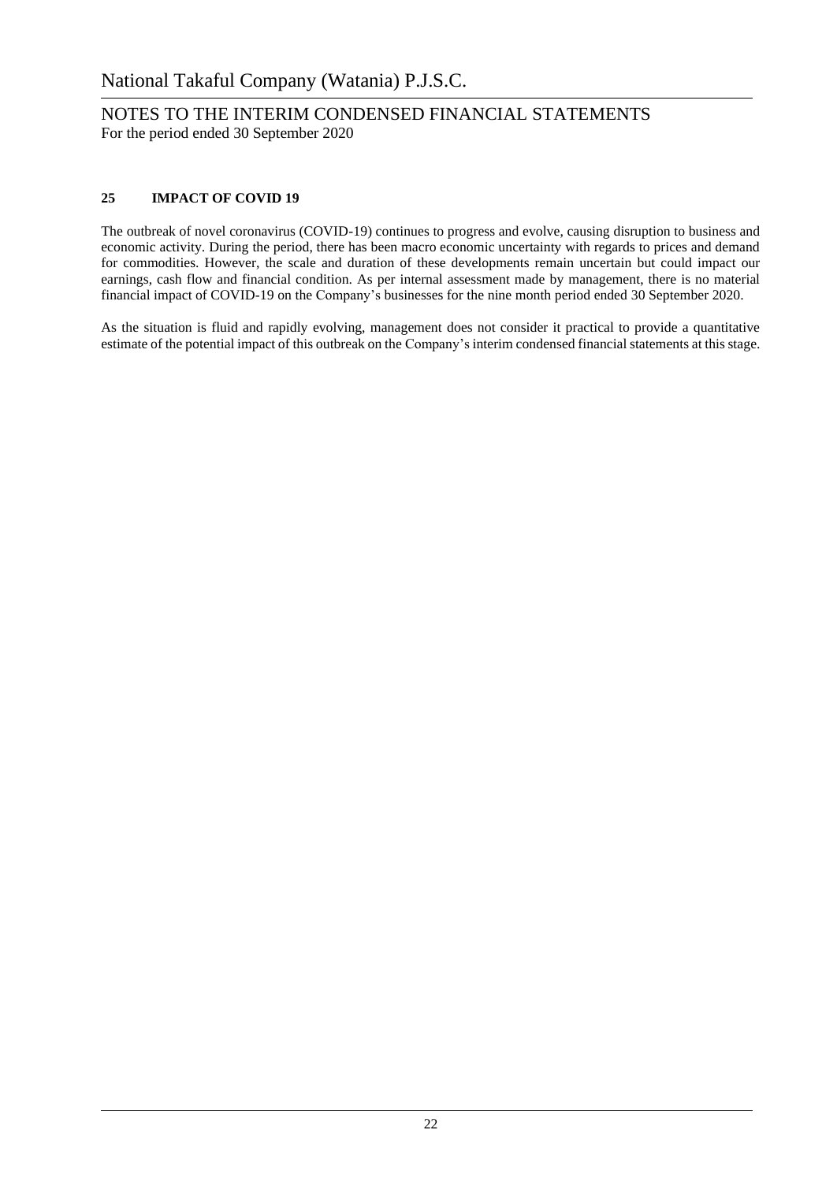## 25 IMPACT OF COVID 19

The outbreak of novel coronavirus (COVID-19) continues to progress and evolve, causing disruption to business and economic activity. During the period, there has been macro economic uncertainty with regards to prices and demand for commodities. However, the scale and duration of these developments remain uncertain but could impact our earnings, cash flow and financial condition. As per internal assessment made by management, there is no material financial impact of COVID-19 on the Company's businesses for the nine month period ended 30 September 2020.

As the situation is fluid and rapidly evolving, management does not consider it practical to provide a quantitative estimate of the potential impact of this outbreak on the Company's interim condensed financial statements at this stage.